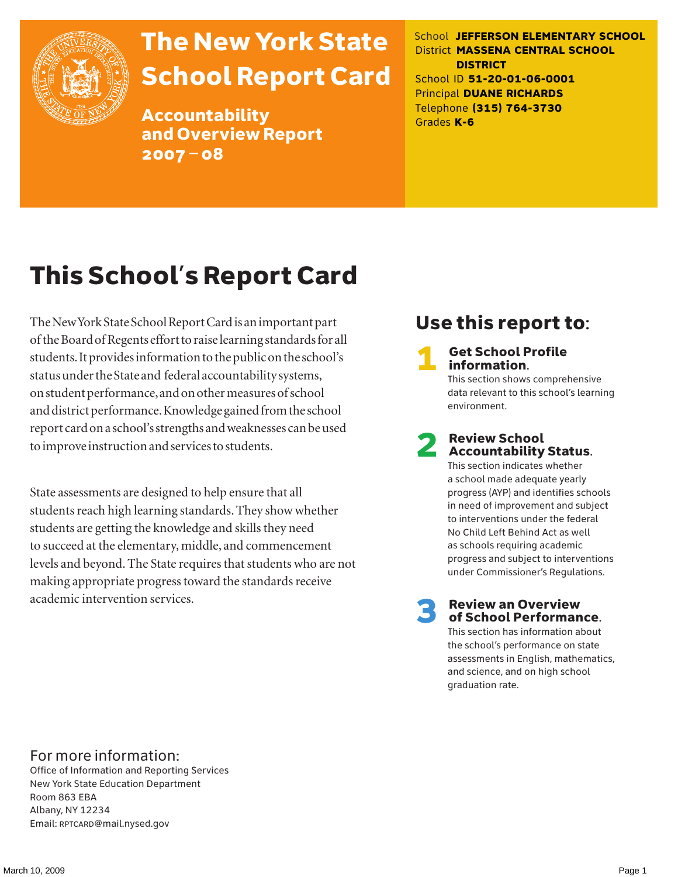# The New York State School Report Card

## Accountability and Overview Report 2007 – 08

School **JEFFERSON ELEMENTARY SCHOOL**
District **MASSENA CENTRAL SCHOOL DISTRICT**
School ID **51-20-01-06-0001**
Principal **DUANE RICHARDS**
Telephone **(315) 764-3730**
Grades **K-6**

# This School's Report Card

The New York State School Report Card is an important part of the Board of Regents effort to raise learning standards for all students. It provides information to the public on the school's status under the State and federal accountability systems, on student performance, and on other measures of school and district performance. Knowledge gained from the school report card on a school's strengths and weaknesses can be used to improve instruction and services to students.

State assessments are designed to help ensure that all students reach high learning standards. They show whether students are getting the knowledge and skills they need to succeed at the elementary, middle, and commencement levels and beyond. The State requires that students who are not making appropriate progress toward the standards receive academic intervention services.

## Use this report to:

**1 Get School Profile information.**
This section shows comprehensive data relevant to this school's learning environment.

**2 Review School Accountability Status.**
This section indicates whether a school made adequate yearly progress (AYP) and identifies schools in need of improvement and subject to interventions under the federal No Child Left Behind Act as well as schools requiring academic progress and subject to interventions under Commissioner's Regulations.

**3 Review an Overview of School Performance.**
This section has information about the school's performance on state assessments in English, mathematics, and science, and on high school graduation rate.

For more information:
Office of Information and Reporting Services
New York State Education Department
Room 863 EBA
Albany, NY 12234
Email: RPTCARD@mail.nysed.gov

March 10, 2009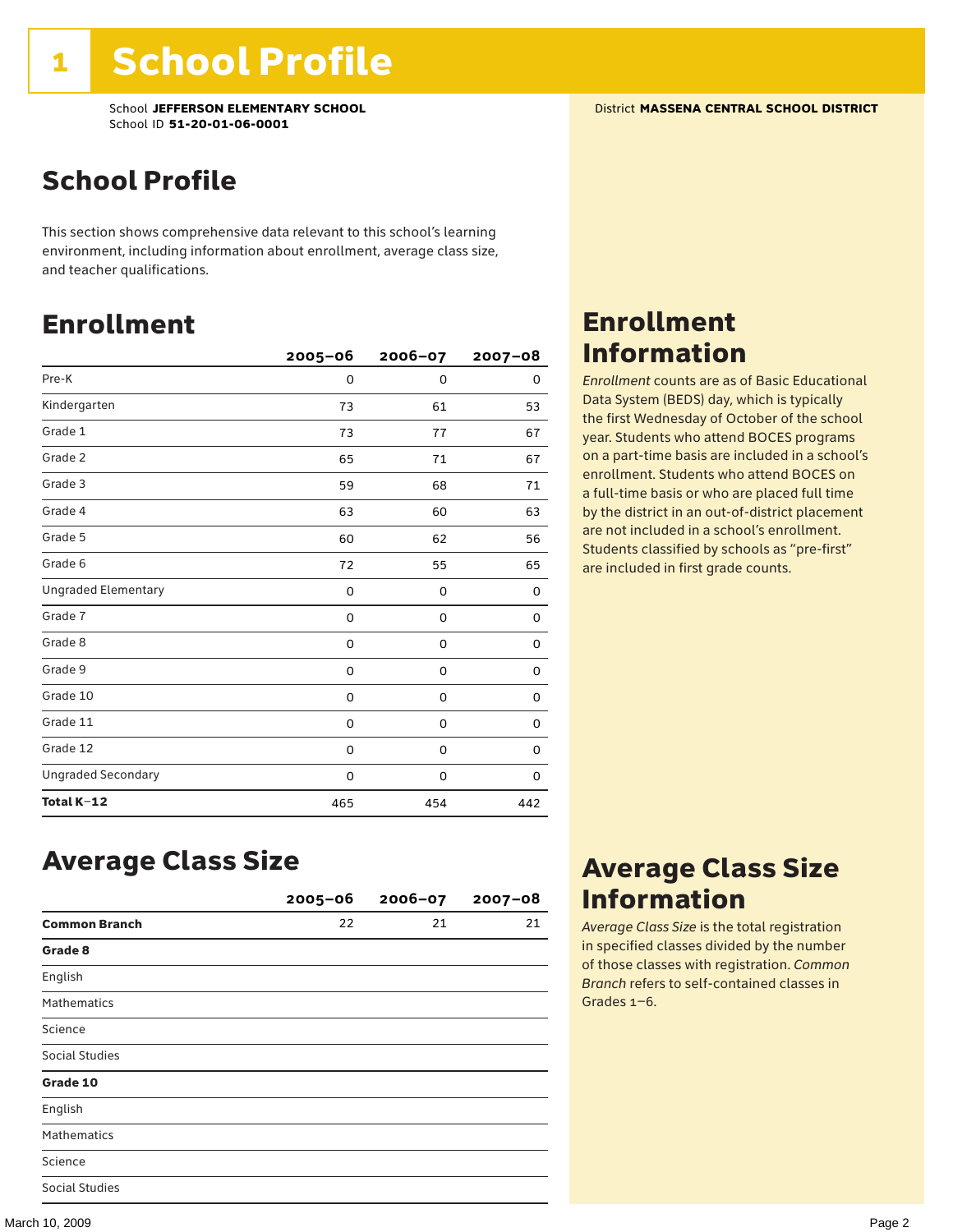# 1 School Profile

School **JEFFERSON ELEMENTARY SCHOOL**
School ID **51-20-01-06-0001**

District **MASSENA CENTRAL SCHOOL DISTRICT**

## School Profile

This section shows comprehensive data relevant to this school's learning environment, including information about enrollment, average class size, and teacher qualifications.

## Enrollment

| | 2005–06 | 2006–07 | 2007–08 |
|---|---|---|---|
| Pre-K | 0 | 0 | 0 |
| Kindergarten | 73 | 61 | 53 |
| Grade 1 | 73 | 77 | 67 |
| Grade 2 | 65 | 71 | 67 |
| Grade 3 | 59 | 68 | 71 |
| Grade 4 | 63 | 60 | 63 |
| Grade 5 | 60 | 62 | 56 |
| Grade 6 | 72 | 55 | 65 |
| Ungraded Elementary | 0 | 0 | 0 |
| Grade 7 | 0 | 0 | 0 |
| Grade 8 | 0 | 0 | 0 |
| Grade 9 | 0 | 0 | 0 |
| Grade 10 | 0 | 0 | 0 |
| Grade 11 | 0 | 0 | 0 |
| Grade 12 | 0 | 0 | 0 |
| Ungraded Secondary | 0 | 0 | 0 |
| **Total K–12** | 465 | 454 | 442 |

## Enrollment Information

*Enrollment* counts are as of Basic Educational Data System (BEDS) day, which is typically the first Wednesday of October of the school year. Students who attend BOCES programs on a part-time basis are included in a school's enrollment. Students who attend BOCES on a full-time basis or who are placed full time by the district in an out-of-district placement are not included in a school's enrollment. Students classified by schools as "pre-first" are included in first grade counts.

## Average Class Size

| | 2005–06 | 2006–07 | 2007–08 |
|---|---|---|---|
| **Common Branch** | 22 | 21 | 21 |
| **Grade 8** | | | |
| English | | | |
| Mathematics | | | |
| Science | | | |
| Social Studies | | | |
| **Grade 10** | | | |
| English | | | |
| Mathematics | | | |
| Science | | | |
| Social Studies | | | |

## Average Class Size Information

*Average Class Size* is the total registration in specified classes divided by the number of those classes with registration. *Common Branch* refers to self-contained classes in Grades 1–6.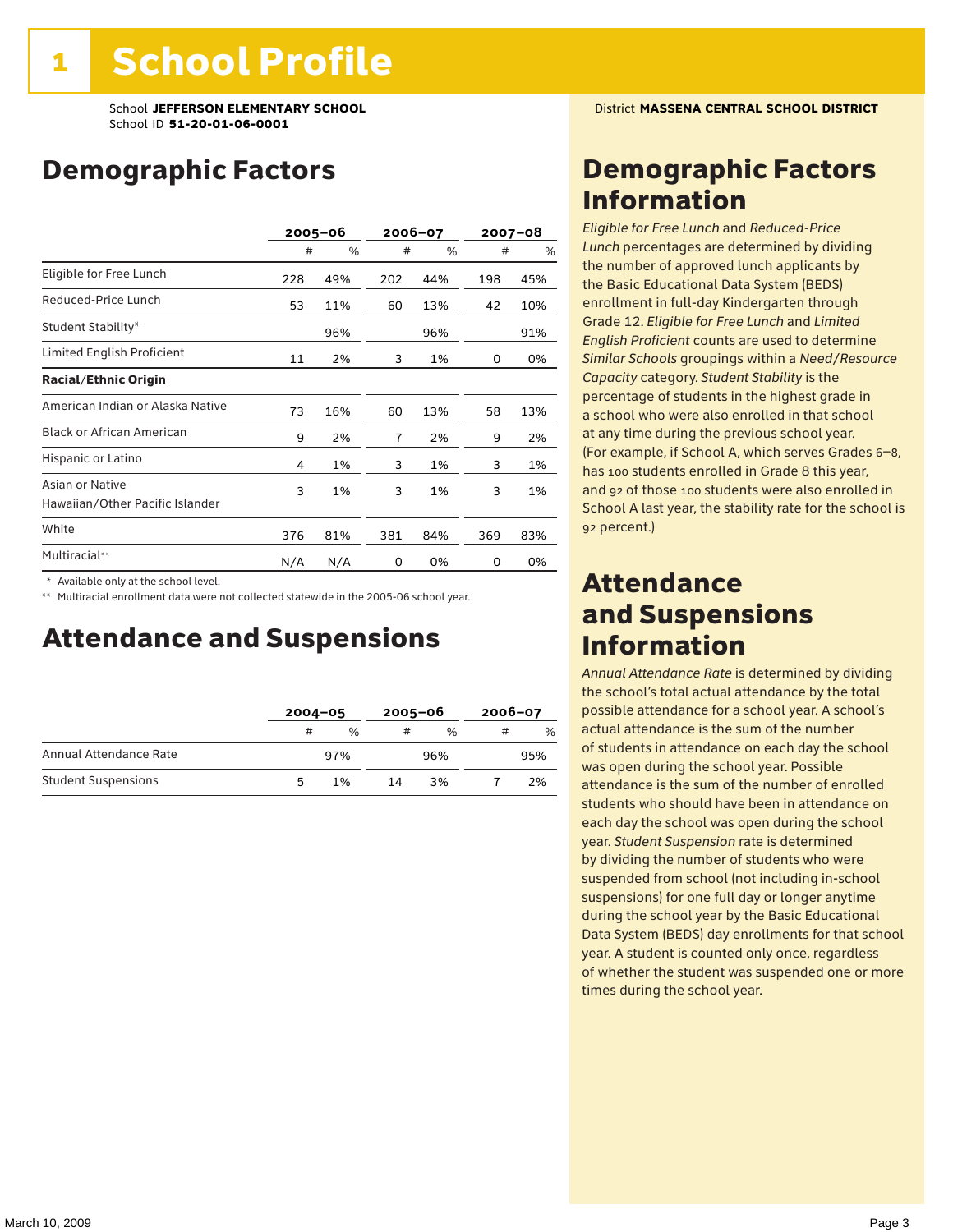# 1 School Profile

School **JEFFERSON ELEMENTARY SCHOOL**
School ID **51-20-01-06-0001**

District **MASSENA CENTRAL SCHOOL DISTRICT**

## Demographic Factors

| | 2005–06 | | 2006–07 | | 2007–08 | |
|---|---|---|---|---|---|---|
| | # | % | # | % | # | % |
| Eligible for Free Lunch | 228 | 49% | 202 | 44% | 198 | 45% |
| Reduced-Price Lunch | 53 | 11% | 60 | 13% | 42 | 10% |
| Student Stability* | | 96% | | 96% | | 91% |
| Limited English Proficient | 11 | 2% | 3 | 1% | 0 | 0% |
| **Racial/Ethnic Origin** | | | | | | |
| American Indian or Alaska Native | 73 | 16% | 60 | 13% | 58 | 13% |
| Black or African American | 9 | 2% | 7 | 2% | 9 | 2% |
| Hispanic or Latino | 4 | 1% | 3 | 1% | 3 | 1% |
| Asian or Native Hawaiian/Other Pacific Islander | 3 | 1% | 3 | 1% | 3 | 1% |
| White | 376 | 81% | 381 | 84% | 369 | 83% |
| Multiracial** | N/A | N/A | 0 | 0% | 0 | 0% |

\* Available only at the school level.

\*\* Multiracial enrollment data were not collected statewide in the 2005-06 school year.

## Attendance and Suspensions

| | 2004–05 | | 2005–06 | | 2006–07 | |
|---|---|---|---|---|---|---|
| | # | % | # | % | # | % |
| Annual Attendance Rate | | 97% | | 96% | | 95% |
| Student Suspensions | 5 | 1% | 14 | 3% | 7 | 2% |

## Demographic Factors Information

*Eligible for Free Lunch* and *Reduced-Price Lunch* percentages are determined by dividing the number of approved lunch applicants by the Basic Educational Data System (BEDS) enrollment in full-day Kindergarten through Grade 12. *Eligible for Free Lunch* and *Limited English Proficient* counts are used to determine *Similar Schools* groupings within a *Need/Resource Capacity* category. *Student Stability* is the percentage of students in the highest grade in a school who were also enrolled in that school at any time during the previous school year. (For example, if School A, which serves Grades 6–8, has 100 students enrolled in Grade 8 this year, and 92 of those 100 students were also enrolled in School A last year, the stability rate for the school is 92 percent.)

## Attendance and Suspensions Information

*Annual Attendance Rate* is determined by dividing the school's total actual attendance by the total possible attendance for a school year. A school's actual attendance is the sum of the number of students in attendance on each day the school was open during the school year. Possible attendance is the sum of the number of enrolled students who should have been in attendance on each day the school was open during the school year. *Student Suspension* rate is determined by dividing the number of students who were suspended from school (not including in-school suspensions) for one full day or longer anytime during the school year by the Basic Educational Data System (BEDS) day enrollments for that school year. A student is counted only once, regardless of whether the student was suspended one or more times during the school year.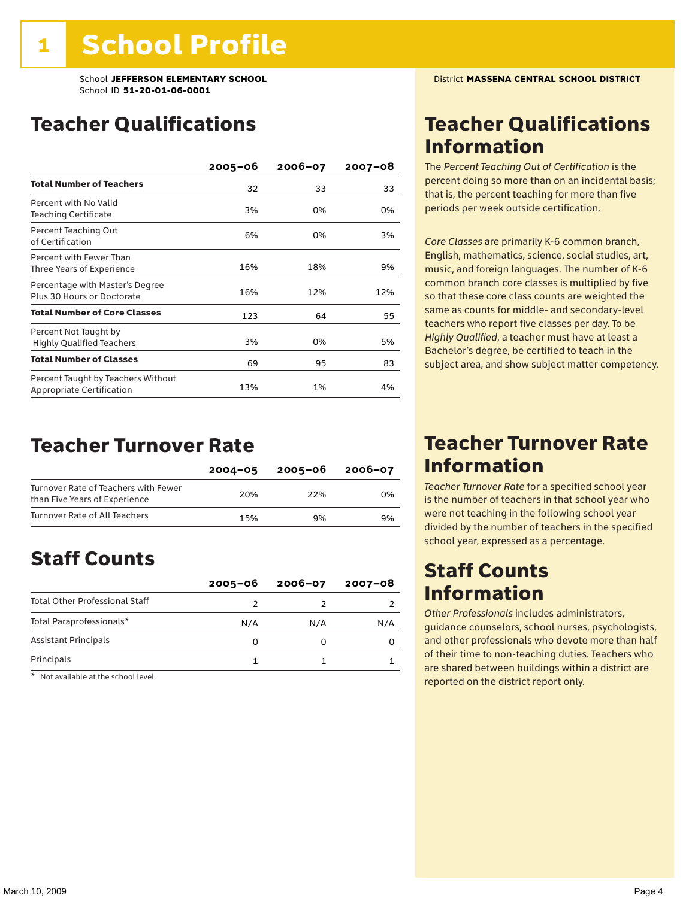# 1 School Profile

School **JEFFERSON ELEMENTARY SCHOOL**
School ID **51-20-01-06-0001**

District **MASSENA CENTRAL SCHOOL DISTRICT**

## Teacher Qualifications

| | 2005–06 | 2006–07 | 2007–08 |
|---|---|---|---|
| **Total Number of Teachers** | 32 | 33 | 33 |
| Percent with No Valid Teaching Certificate | 3% | 0% | 0% |
| Percent Teaching Out of Certification | 6% | 0% | 3% |
| Percent with Fewer Than Three Years of Experience | 16% | 18% | 9% |
| Percentage with Master's Degree Plus 30 Hours or Doctorate | 16% | 12% | 12% |
| **Total Number of Core Classes** | 123 | 64 | 55 |
| Percent Not Taught by Highly Qualified Teachers | 3% | 0% | 5% |
| **Total Number of Classes** | 69 | 95 | 83 |
| Percent Taught by Teachers Without Appropriate Certification | 13% | 1% | 4% |

## Teacher Turnover Rate

| | 2004–05 | 2005–06 | 2006–07 |
|---|---|---|---|
| Turnover Rate of Teachers with Fewer than Five Years of Experience | 20% | 22% | 0% |
| Turnover Rate of All Teachers | 15% | 9% | 9% |

## Staff Counts

| | 2005–06 | 2006–07 | 2007–08 |
|---|---|---|---|
| Total Other Professional Staff | 2 | 2 | 2 |
| Total Paraprofessionals* | N/A | N/A | N/A |
| Assistant Principals | 0 | 0 | 0 |
| Principals | 1 | 1 | 1 |

\* Not available at the school level.

## Teacher Qualifications Information

The *Percent Teaching Out of Certification* is the percent doing so more than on an incidental basis; that is, the percent teaching for more than five periods per week outside certification.

*Core Classes* are primarily K-6 common branch, English, mathematics, science, social studies, art, music, and foreign languages. The number of K-6 common branch core classes is multiplied by five so that these core class counts are weighted the same as counts for middle- and secondary-level teachers who report five classes per day. To be *Highly Qualified*, a teacher must have at least a Bachelor's degree, be certified to teach in the subject area, and show subject matter competency.

## Teacher Turnover Rate Information

*Teacher Turnover Rate* for a specified school year is the number of teachers in that school year who were not teaching in the following school year divided by the number of teachers in the specified school year, expressed as a percentage.

## Staff Counts Information

*Other Professionals* includes administrators, guidance counselors, school nurses, psychologists, and other professionals who devote more than half of their time to non-teaching duties. Teachers who are shared between buildings within a district are reported on the district report only.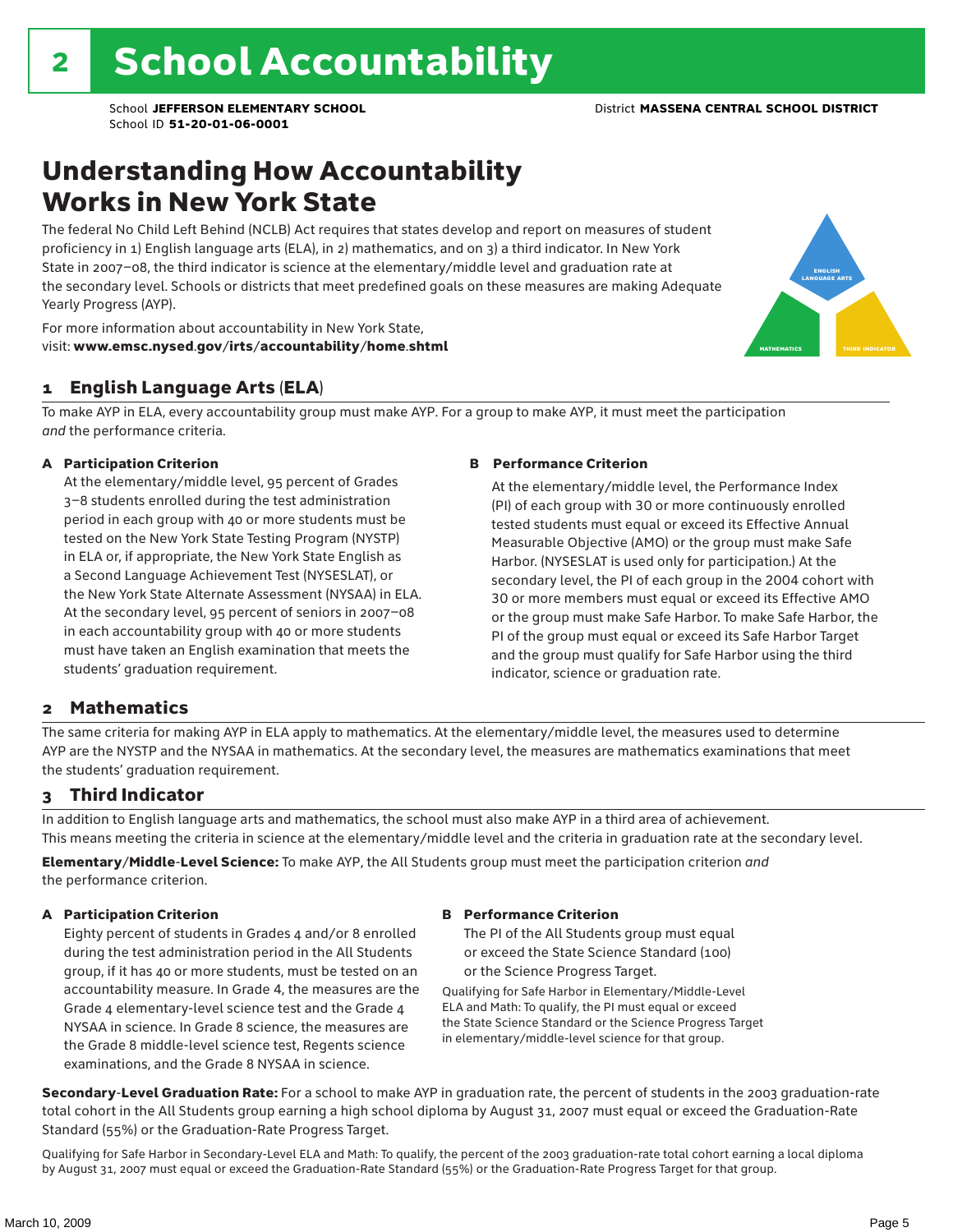# 2 School Accountability

School **JEFFERSON ELEMENTARY SCHOOL** District **MASSENA CENTRAL SCHOOL DISTRICT**
School ID **51-20-01-06-0001**

## Understanding How Accountability Works in New York State

The federal No Child Left Behind (NCLB) Act requires that states develop and report on measures of student proficiency in 1) English language arts (ELA), in 2) mathematics, and on 3) a third indicator. In New York State in 2007–08, the third indicator is science at the elementary/middle level and graduation rate at the secondary level. Schools or districts that meet predefined goals on these measures are making Adequate Yearly Progress (AYP).

For more information about accountability in New York State, visit: **www.emsc.nysed.gov/irts/accountability/home.shtml**

ENGLISH LANGUAGE ARTS

MATHEMATICS

THIRD INDICATOR

### 1 English Language Arts (ELA)

To make AYP in ELA, every accountability group must make AYP. For a group to make AYP, it must meet the participation *and* the performance criteria.

**A Participation Criterion**

At the elementary/middle level, 95 percent of Grades 3–8 students enrolled during the test administration period in each group with 40 or more students must be tested on the New York State Testing Program (NYSTP) in ELA or, if appropriate, the New York State English as a Second Language Achievement Test (NYSESLAT), or the New York State Alternate Assessment (NYSAA) in ELA. At the secondary level, 95 percent of seniors in 2007–08 in each accountability group with 40 or more students must have taken an English examination that meets the students' graduation requirement.

**B Performance Criterion**

At the elementary/middle level, the Performance Index (PI) of each group with 30 or more continuously enrolled tested students must equal or exceed its Effective Annual Measurable Objective (AMO) or the group must make Safe Harbor. (NYSESLAT is used only for participation.) At the secondary level, the PI of each group in the 2004 cohort with 30 or more members must equal or exceed its Effective AMO or the group must make Safe Harbor. To make Safe Harbor, the PI of the group must equal or exceed its Safe Harbor Target and the group must qualify for Safe Harbor using the third indicator, science or graduation rate.

### 2 Mathematics

The same criteria for making AYP in ELA apply to mathematics. At the elementary/middle level, the measures used to determine AYP are the NYSTP and the NYSAA in mathematics. At the secondary level, the measures are mathematics examinations that meet the students' graduation requirement.

### 3 Third Indicator

In addition to English language arts and mathematics, the school must also make AYP in a third area of achievement. This means meeting the criteria in science at the elementary/middle level and the criteria in graduation rate at the secondary level.

**Elementary/Middle-Level Science:** To make AYP, the All Students group must meet the participation criterion *and* the performance criterion.

**A Participation Criterion**

Eighty percent of students in Grades 4 and/or 8 enrolled during the test administration period in the All Students group, if it has 40 or more students, must be tested on an accountability measure. In Grade 4, the measures are the Grade 4 elementary-level science test and the Grade 4 NYSAA in science. In Grade 8 science, the measures are the Grade 8 middle-level science test, Regents science examinations, and the Grade 8 NYSAA in science.

**B Performance Criterion**

The PI of the All Students group must equal or exceed the State Science Standard (100) or the Science Progress Target.

Qualifying for Safe Harbor in Elementary/Middle-Level ELA and Math: To qualify, the PI must equal or exceed the State Science Standard or the Science Progress Target in elementary/middle-level science for that group.

**Secondary-Level Graduation Rate:** For a school to make AYP in graduation rate, the percent of students in the 2003 graduation-rate total cohort in the All Students group earning a high school diploma by August 31, 2007 must equal or exceed the Graduation-Rate Standard (55%) or the Graduation-Rate Progress Target.

Qualifying for Safe Harbor in Secondary-Level ELA and Math: To qualify, the percent of the 2003 graduation-rate total cohort earning a local diploma by August 31, 2007 must equal or exceed the Graduation-Rate Standard (55%) or the Graduation-Rate Progress Target for that group.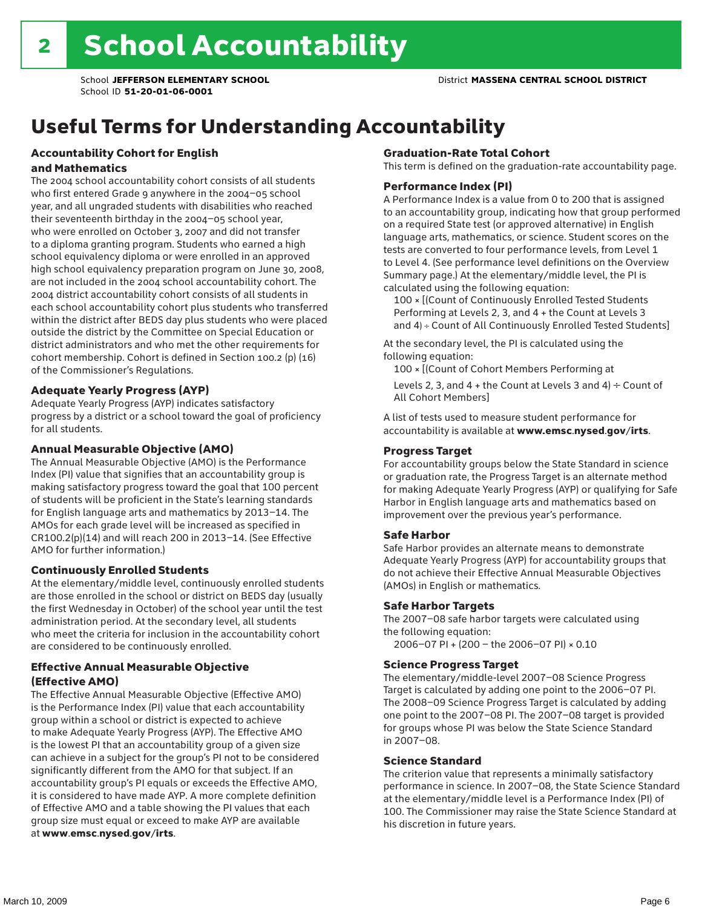# 2 School Accountability

School **JEFFERSON ELEMENTARY SCHOOL**
School ID **51-20-01-06-0001**

District **MASSENA CENTRAL SCHOOL DISTRICT**

## Useful Terms for Understanding Accountability

### Accountability Cohort for English and Mathematics

The 2004 school accountability cohort consists of all students who first entered Grade 9 anywhere in the 2004–05 school year, and all ungraded students with disabilities who reached their seventeenth birthday in the 2004–05 school year, who were enrolled on October 3, 2007 and did not transfer to a diploma granting program. Students who earned a high school equivalency diploma or were enrolled in an approved high school equivalency preparation program on June 30, 2008, are not included in the 2004 school accountability cohort. The 2004 district accountability cohort consists of all students in each school accountability cohort plus students who transferred within the district after BEDS day plus students who were placed outside the district by the Committee on Special Education or district administrators and who met the other requirements for cohort membership. Cohort is defined in Section 100.2 (p) (16) of the Commissioner's Regulations.

### Adequate Yearly Progress (AYP)

Adequate Yearly Progress (AYP) indicates satisfactory progress by a district or a school toward the goal of proficiency for all students.

### Annual Measurable Objective (AMO)

The Annual Measurable Objective (AMO) is the Performance Index (PI) value that signifies that an accountability group is making satisfactory progress toward the goal that 100 percent of students will be proficient in the State's learning standards for English language arts and mathematics by 2013–14. The AMOs for each grade level will be increased as specified in CR100.2(p)(14) and will reach 200 in 2013–14. (See Effective AMO for further information.)

### Continuously Enrolled Students

At the elementary/middle level, continuously enrolled students are those enrolled in the school or district on BEDS day (usually the first Wednesday in October) of the school year until the test administration period. At the secondary level, all students who meet the criteria for inclusion in the accountability cohort are considered to be continuously enrolled.

### Effective Annual Measurable Objective (Effective AMO)

The Effective Annual Measurable Objective (Effective AMO) is the Performance Index (PI) value that each accountability group within a school or district is expected to achieve to make Adequate Yearly Progress (AYP). The Effective AMO is the lowest PI that an accountability group of a given size can achieve in a subject for the group's PI not to be considered significantly different from the AMO for that subject. If an accountability group's PI equals or exceeds the Effective AMO, it is considered to have made AYP. A more complete definition of Effective AMO and a table showing the PI values that each group size must equal or exceed to make AYP are available at **www.emsc.nysed.gov/irts**.

### Graduation-Rate Total Cohort

This term is defined on the graduation-rate accountability page.

### Performance Index (PI)

A Performance Index is a value from 0 to 200 that is assigned to an accountability group, indicating how that group performed on a required State test (or approved alternative) in English language arts, mathematics, or science. Student scores on the tests are converted to four performance levels, from Level 1 to Level 4. (See performance level definitions on the Overview Summary page.) At the elementary/middle level, the PI is calculated using the following equation:

100 × [(Count of Continuously Enrolled Tested Students Performing at Levels 2, 3, and 4 + the Count at Levels 3 and 4) ÷ Count of All Continuously Enrolled Tested Students]

At the secondary level, the PI is calculated using the following equation:

100 × [(Count of Cohort Members Performing at Levels 2, 3, and 4 + the Count at Levels 3 and 4) ÷ Count of All Cohort Members]

A list of tests used to measure student performance for accountability is available at **www.emsc.nysed.gov/irts**.

### Progress Target

For accountability groups below the State Standard in science or graduation rate, the Progress Target is an alternate method for making Adequate Yearly Progress (AYP) or qualifying for Safe Harbor in English language arts and mathematics based on improvement over the previous year's performance.

### Safe Harbor

Safe Harbor provides an alternate means to demonstrate Adequate Yearly Progress (AYP) for accountability groups that do not achieve their Effective Annual Measurable Objectives (AMOs) in English or mathematics.

### Safe Harbor Targets

The 2007–08 safe harbor targets were calculated using the following equation:

2006–07 PI + (200 – the 2006–07 PI) × 0.10

### Science Progress Target

The elementary/middle-level 2007–08 Science Progress Target is calculated by adding one point to the 2006–07 PI. The 2008–09 Science Progress Target is calculated by adding one point to the 2007–08 PI. The 2007–08 target is provided for groups whose PI was below the State Science Standard in 2007–08.

### Science Standard

The criterion value that represents a minimally satisfactory performance in science. In 2007–08, the State Science Standard at the elementary/middle level is a Performance Index (PI) of 100. The Commissioner may raise the State Science Standard at his discretion in future years.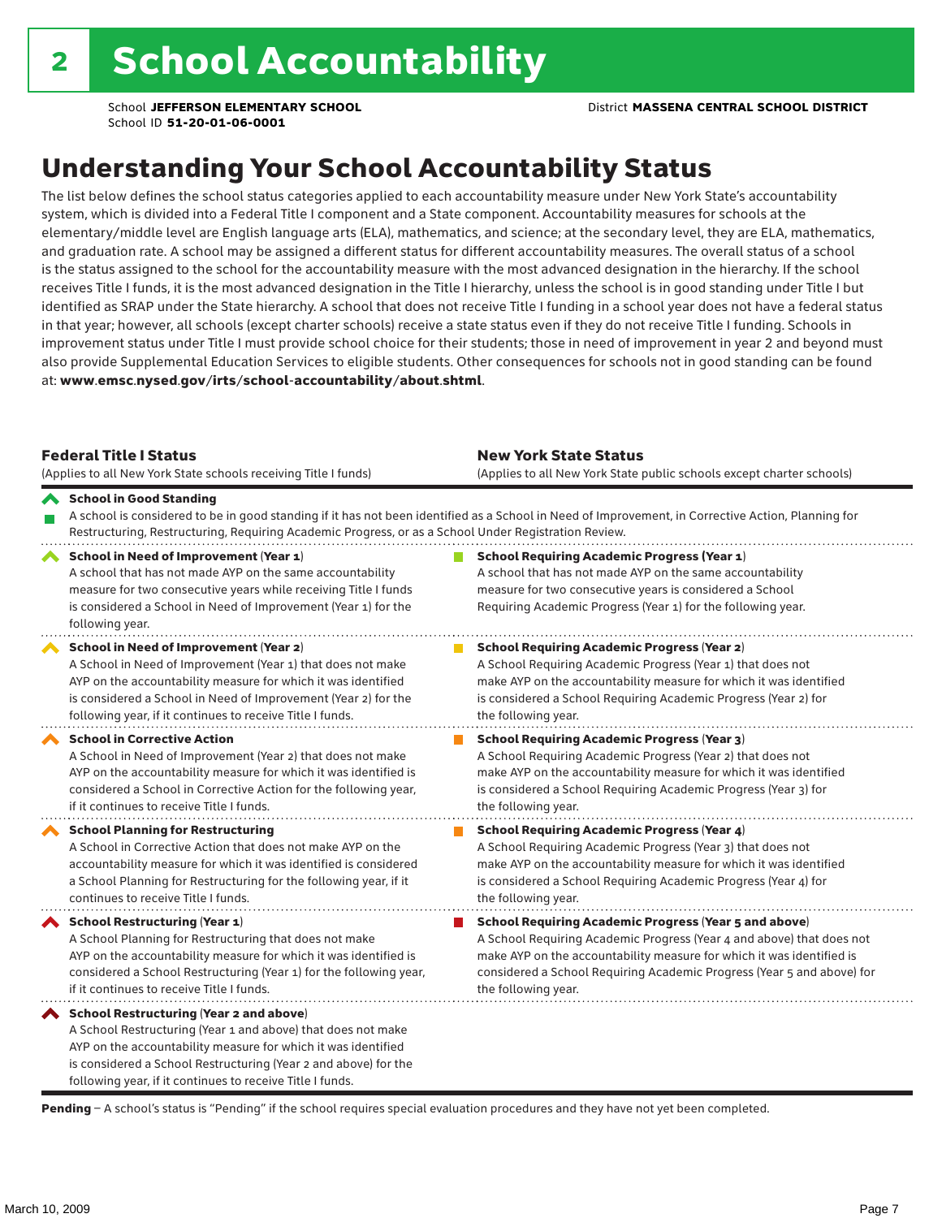# 2 School Accountability

School **JEFFERSON ELEMENTARY SCHOOL** District **MASSENA CENTRAL SCHOOL DISTRICT**
School ID **51-20-01-06-0001**

## Understanding Your School Accountability Status

The list below defines the school status categories applied to each accountability measure under New York State's accountability system, which is divided into a Federal Title I component and a State component. Accountability measures for schools at the elementary/middle level are English language arts (ELA), mathematics, and science; at the secondary level, they are ELA, mathematics, and graduation rate. A school may be assigned a different status for different accountability measures. The overall status of a school is the status assigned to the school for the accountability measure with the most advanced designation in the hierarchy. If the school receives Title I funds, it is the most advanced designation in the Title I hierarchy, unless the school is in good standing under Title I but identified as SRAP under the State hierarchy. A school that does not receive Title I funding in a school year does not have a federal status in that year; however, all schools (except charter schools) receive a state status even if they do not receive Title I funding. Schools in improvement status under Title I must provide school choice for their students; those in need of improvement in year 2 and beyond must also provide Supplemental Education Services to eligible students. Other consequences for schools not in good standing can be found at: **www.emsc.nysed.gov/irts/school-accountability/about.shtml**.

| Federal Title I Status (Applies to all New York State schools receiving Title I funds) | New York State Status (Applies to all New York State public schools except charter schools) |
|---|---|
| **School in Good Standing** A school is considered to be in good standing if it has not been identified as a School in Need of Improvement, in Corrective Action, Planning for Restructuring, Restructuring, Requiring Academic Progress, or as a School Under Registration Review. | |
| **School in Need of Improvement (Year 1)** A school that has not made AYP on the same accountability measure for two consecutive years while receiving Title I funds is considered a School in Need of Improvement (Year 1) for the following year. | **School Requiring Academic Progress (Year 1)** A school that has not made AYP on the same accountability measure for two consecutive years is considered a School Requiring Academic Progress (Year 1) for the following year. |
| **School in Need of Improvement (Year 2)** A School in Need of Improvement (Year 1) that does not make AYP on the accountability measure for which it was identified is considered a School in Need of Improvement (Year 2) for the following year, if it continues to receive Title I funds. | **School Requiring Academic Progress (Year 2)** A School Requiring Academic Progress (Year 1) that does not make AYP on the accountability measure for which it was identified is considered a School Requiring Academic Progress (Year 2) for the following year. |
| **School in Corrective Action** A School in Need of Improvement (Year 2) that does not make AYP on the accountability measure for which it was identified is considered a School in Corrective Action for the following year, if it continues to receive Title I funds. | **School Requiring Academic Progress (Year 3)** A School Requiring Academic Progress (Year 2) that does not make AYP on the accountability measure for which it was identified is considered a School Requiring Academic Progress (Year 3) for the following year. |
| **School Planning for Restructuring** A School in Corrective Action that does not make AYP on the accountability measure for which it was identified is considered a School Planning for Restructuring for the following year, if it continues to receive Title I funds. | **School Requiring Academic Progress (Year 4)** A School Requiring Academic Progress (Year 3) that does not make AYP on the accountability measure for which it was identified is considered a School Requiring Academic Progress (Year 4) for the following year. |
| **School Restructuring (Year 1)** A School Planning for Restructuring that does not make AYP on the accountability measure for which it was identified is considered a School Restructuring (Year 1) for the following year, if it continues to receive Title I funds. | **School Requiring Academic Progress (Year 5 and above)** A School Requiring Academic Progress (Year 4 and above) that does not make AYP on the accountability measure for which it was identified is considered a School Requiring Academic Progress (Year 5 and above) for the following year. |
| **School Restructuring (Year 2 and above)** A School Restructuring (Year 1 and above) that does not make AYP on the accountability measure for which it was identified is considered a School Restructuring (Year 2 and above) for the following year, if it continues to receive Title I funds. | |

**Pending** – A school's status is "Pending" if the school requires special evaluation procedures and they have not yet been completed.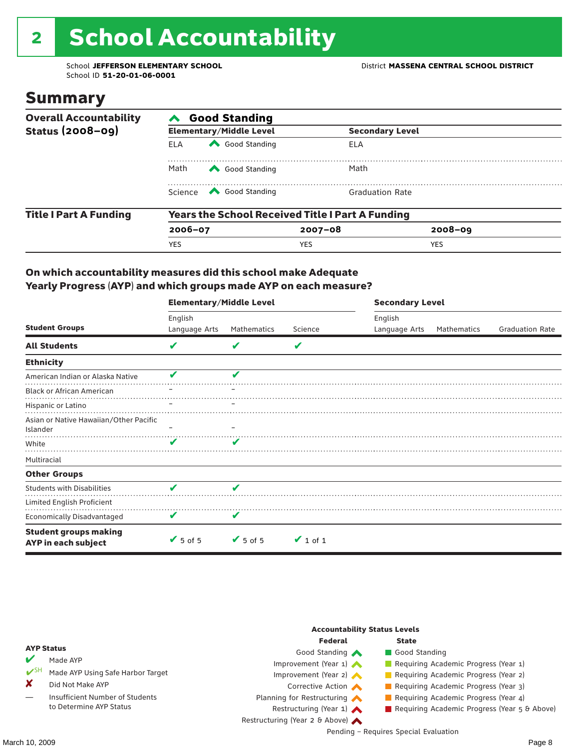# 2 School Accountability

School **JEFFERSON ELEMENTARY SCHOOL**
School ID **51-20-01-06-0001**

District **MASSENA CENTRAL SCHOOL DISTRICT**

## Summary

**Overall Accountability Status (2008–09)**

**Good Standing**

| Elementary/Middle Level | | Secondary Level | |
|---|---|---|---|
| ELA | Good Standing | ELA | |
| Math | Good Standing | Math | |
| Science | Good Standing | Graduation Rate | |

**Title I Part A Funding**

**Years the School Received Title I Part A Funding**

| 2006–07 | 2007–08 | 2008–09 |
|---|---|---|
| YES | YES | YES |

### On which accountability measures did this school make Adequate Yearly Progress (AYP) and which groups made AYP on each measure?

| Student Groups | Elementary/Middle Level: English Language Arts | Elementary/Middle Level: Mathematics | Elementary/Middle Level: Science | Secondary Level: English Language Arts | Secondary Level: Mathematics | Secondary Level: Graduation Rate |
|---|---|---|---|---|---|---|
| **All Students** | ✔ | ✔ | ✔ | | | |
| **Ethnicity** | | | | | | |
| American Indian or Alaska Native | ✔ | ✔ | | | | |
| Black or African American | – | – | | | | |
| Hispanic or Latino | – | – | | | | |
| Asian or Native Hawaiian/Other Pacific Islander | – | – | | | | |
| White | ✔ | ✔ | | | | |
| Multiracial | | | | | | |
| **Other Groups** | | | | | | |
| Students with Disabilities | ✔ | ✔ | | | | |
| Limited English Proficient | | | | | | |
| Economically Disadvantaged | ✔ | ✔ | | | | |
| **Student groups making AYP in each subject** | ✔ 5 of 5 | ✔ 5 of 5 | ✔ 1 of 1 | | | |

**AYP Status**

- ✔ Made AYP
- ✔SH Made AYP Using Safe Harbor Target
- ✘ Did Not Make AYP
- — Insufficient Number of Students to Determine AYP Status

**Accountability Status Levels**

| Federal | State |
|---|---|
| Good Standing | Good Standing |
| Improvement (Year 1) | Requiring Academic Progress (Year 1) |
| Improvement (Year 2) | Requiring Academic Progress (Year 2) |
| Corrective Action | Requiring Academic Progress (Year 3) |
| Planning for Restructuring | Requiring Academic Progress (Year 4) |
| Restructuring (Year 1) | Requiring Academic Progress (Year 5 & Above) |
| Restructuring (Year 2 & Above) | |

Pending – Requires Special Evaluation

March 10, 2009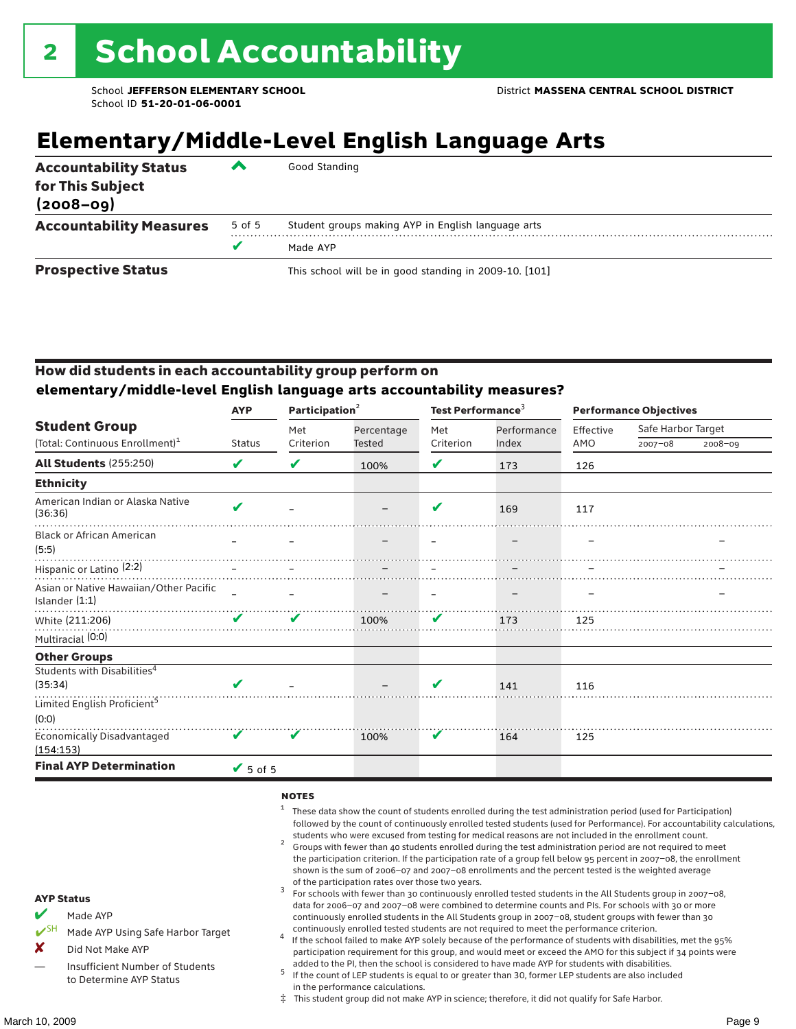# 2 School Accountability

School **JEFFERSON ELEMENTARY SCHOOL**
School ID **51-20-01-06-0001**

District **MASSENA CENTRAL SCHOOL DISTRICT**

## Elementary/Middle-Level English Language Arts

| | | |
|---|---|---|
| **Accountability Status for This Subject (2008–09)** | ^ | Good Standing |
| **Accountability Measures** | 5 of 5 | Student groups making AYP in English language arts |
| | ✔ | Made AYP |
| **Prospective Status** | | This school will be in good standing in 2009-10. [101] |

### How did students in each accountability group perform on elementary/middle-level English language arts accountability measures?

| Student Group (Total: Continuous Enrollment)[1] | AYP Status | Participation[2] Met Criterion | Participation[2] Percentage Tested | Test Performance[3] Met Criterion | Test Performance[3] Performance Index | Performance Objectives Effective AMO | Safe Harbor Target 2007–08 | Safe Harbor Target 2008–09 |
|---|---|---|---|---|---|---|---|---|
| **All Students** (255:250) | ✔ | ✔ | 100% | ✔ | 173 | 126 | | |
| **Ethnicity** | | | | | | | | |
| American Indian or Alaska Native (36:36) | ✔ | – | – | ✔ | 169 | 117 | | |
| Black or African American (5:5) | – | – | – | – | – | – | | – |
| Hispanic or Latino (2:2) | – | – | – | – | – | – | | – |
| Asian or Native Hawaiian/Other Pacific Islander (1:1) | – | – | – | – | – | – | | – |
| White (211:206) | ✔ | ✔ | 100% | ✔ | 173 | 125 | | |
| Multiracial (0:0) | | | | | | | | |
| **Other Groups** | | | | | | | | |
| Students with Disabilities[4] (35:34) | ✔ | – | – | ✔ | 141 | 116 | | |
| Limited English Proficient[5] (0:0) | | | | | | | | |
| Economically Disadvantaged (154:153) | ✔ | ✔ | 100% | ✔ | 164 | 125 | | |
| **Final AYP Determination** | ✔ 5 of 5 | | | | | | | |

**NOTES**

1 These data show the count of students enrolled during the test administration period (used for Participation) followed by the count of continuously enrolled tested students (used for Performance). For accountability calculations, students who were excused from testing for medical reasons are not included in the enrollment count.

2 Groups with fewer than 40 students enrolled during the test administration period are not required to meet the participation criterion. If the participation rate of a group fell below 95 percent in 2007–08, the enrollment shown is the sum of 2006–07 and 2007–08 enrollments and the percent tested is the weighted average of the participation rates over those two years.

3 For schools with fewer than 30 continuously enrolled tested students in the All Students group in 2007–08, data for 2006–07 and 2007–08 were combined to determine counts and PIs. For schools with 30 or more continuously enrolled students in the All Students group in 2007–08, student groups with fewer than 30 continuously enrolled tested students are not required to meet the performance criterion.

4 If the school failed to make AYP solely because of the performance of students with disabilities, met the 95% participation requirement for this group, and would meet or exceed the AMO for this subject if 34 points were added to the PI, then the school is considered to have made AYP for students with disabilities.

5 If the count of LEP students is equal to or greater than 30, former LEP students are also included in the performance calculations.

‡ This student group did not make AYP in science; therefore, it did not qualify for Safe Harbor.

**AYP Status**

- ✔ Made AYP
- ✔SH Made AYP Using Safe Harbor Target
- ✘ Did Not Make AYP
- — Insufficient Number of Students to Determine AYP Status

March 10, 2009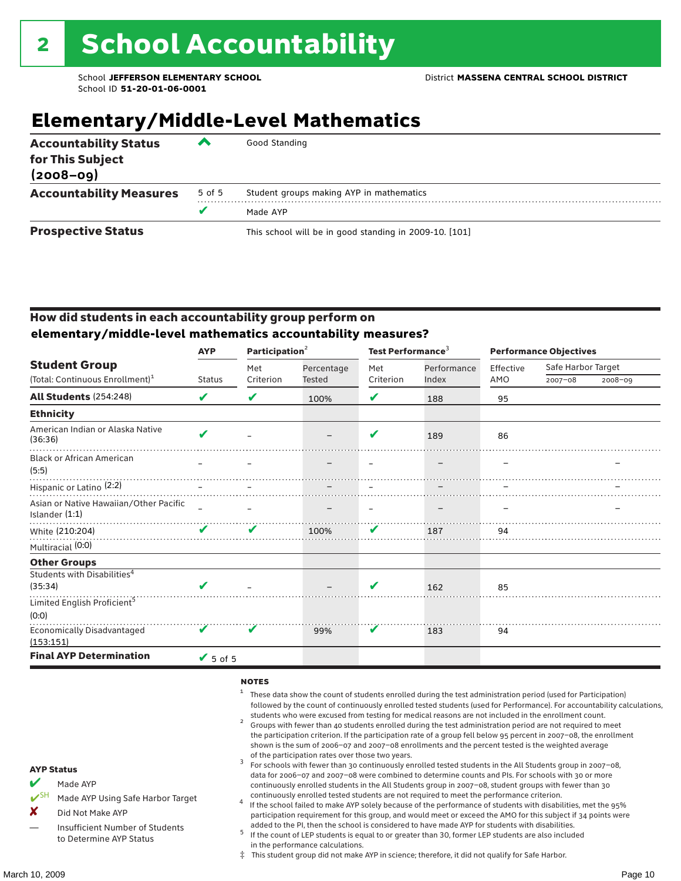# 2 School Accountability

School **JEFFERSON ELEMENTARY SCHOOL** District **MASSENA CENTRAL SCHOOL DISTRICT**
School ID **51-20-01-06-0001**

## Elementary/Middle-Level Mathematics

| | | |
|---|---|---|
| **Accountability Status for This Subject (2008–09)** | ^ | Good Standing |
| **Accountability Measures** | 5 of 5 | Student groups making AYP in mathematics |
| | ✔ | Made AYP |
| **Prospective Status** | | This school will be in good standing in 2009-10. [101] |

### How did students in each accountability group perform on elementary/middle-level mathematics accountability measures?

| Student Group (Total: Continuous Enrollment)[1] | AYP Status | Participation[2] Met Criterion | Participation[2] Percentage Tested | Test Performance[3] Met Criterion | Test Performance[3] Performance Index | Performance Objectives Effective AMO | Safe Harbor Target 2007–08 | Safe Harbor Target 2008–09 |
|---|---|---|---|---|---|---|---|---|
| **All Students** (254:248) | ✔ | ✔ | 100% | ✔ | 188 | 95 | | |
| **Ethnicity** | | | | | | | | |
| American Indian or Alaska Native (36:36) | ✔ | – | – | ✔ | 189 | 86 | | |
| Black or African American (5:5) | – | – | – | – | – | – | | – |
| Hispanic or Latino (2:2) | – | – | – | – | – | – | | – |
| Asian or Native Hawaiian/Other Pacific Islander (1:1) | – | – | – | – | – | – | | – |
| White (210:204) | ✔ | ✔ | 100% | ✔ | 187 | 94 | | |
| Multiracial (0:0) | | | | | | | | |
| **Other Groups** | | | | | | | | |
| Students with Disabilities[4] (35:34) | ✔ | – | – | ✔ | 162 | 85 | | |
| Limited English Proficient[5] (0:0) | | | | | | | | |
| Economically Disadvantaged (153:151) | ✔ | ✔ | 99% | ✔ | 183 | 94 | | |
| **Final AYP Determination** | ✔ 5 of 5 | | | | | | | |

**NOTES**

1. These data show the count of students enrolled during the test administration period (used for Participation) followed by the count of continuously enrolled tested students (used for Performance). For accountability calculations, students who were excused from testing for medical reasons are not included in the enrollment count.
2. Groups with fewer than 40 students enrolled during the test administration period are not required to meet the participation criterion. If the participation rate of a group fell below 95 percent in 2007–08, the enrollment shown is the sum of 2006–07 and 2007–08 enrollments and the percent tested is the weighted average of the participation rates over those two years.
3. For schools with fewer than 30 continuously enrolled tested students in the All Students group in 2007–08, data for 2006–07 and 2007–08 were combined to determine counts and PIs. For schools with 30 or more continuously enrolled students in the All Students group in 2007–08, student groups with fewer than 30 continuously enrolled tested students are not required to meet the performance criterion.
4. If the school failed to make AYP solely because of the performance of students with disabilities, met the 95% participation requirement for this group, and would meet or exceed the AMO for this subject if 34 points were added to the PI, then the school is considered to have made AYP for students with disabilities.
5. If the count of LEP students is equal to or greater than 30, former LEP students are also included in the performance calculations.

‡ This student group did not make AYP in science; therefore, it did not qualify for Safe Harbor.

**AYP Status**

- ✔ Made AYP
- ✔SH Made AYP Using Safe Harbor Target
- ✘ Did Not Make AYP
- — Insufficient Number of Students to Determine AYP Status

March 10, 2009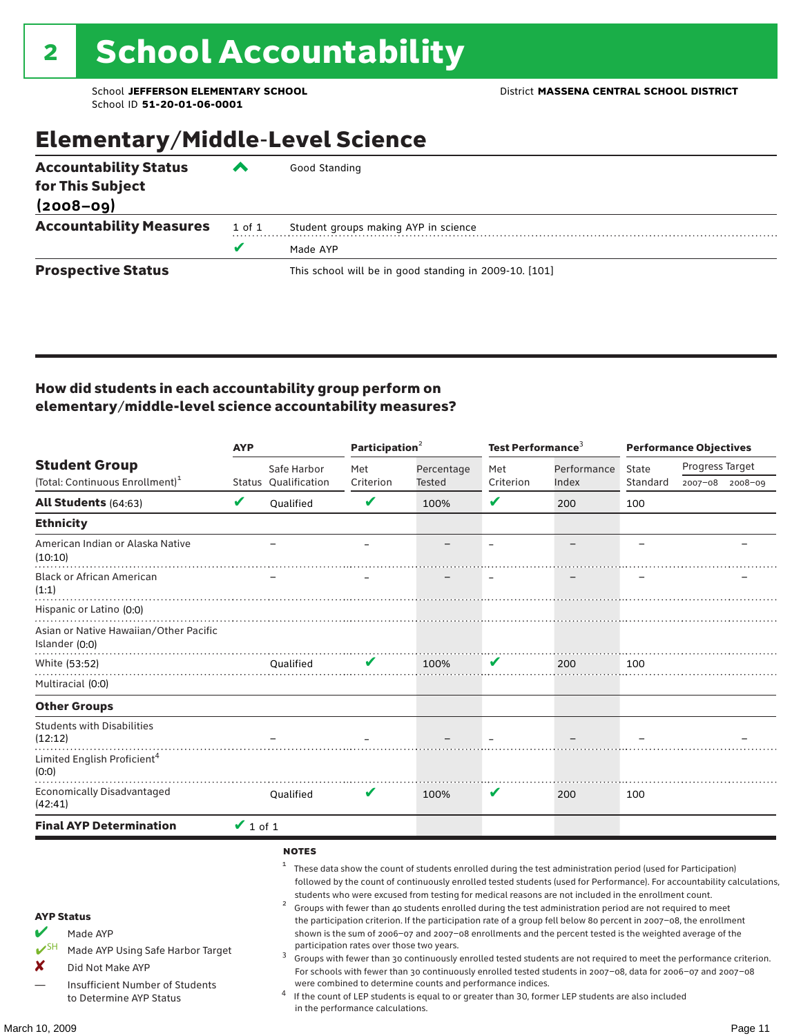# 2 School Accountability

School **JEFFERSON ELEMENTARY SCHOOL** District **MASSENA CENTRAL SCHOOL DISTRICT**
School ID **51-20-01-06-0001**

## Elementary/Middle-Level Science

| | | |
|---|---|---|
| **Accountability Status for This Subject (2008–09)** | ^ | Good Standing |
| **Accountability Measures** | 1 of 1 | Student groups making AYP in science |
| | ✔ | Made AYP |
| **Prospective Status** | | This school will be in good standing in 2009-10. [101] |

### How did students in each accountability group perform on elementary/middle-level science accountability measures?

| Student Group (Total: Continuous Enrollment)[1] | AYP | | Participation[2] | | Test Performance[3] | | Performance Objectives | | |
|---|---|---|---|---|---|---|---|---|---|
| | Status | Safe Harbor Qualification | Met Criterion | Percentage Tested | Met Criterion | Performance Index | State Standard | Progress Target 2007–08 | Progress Target 2008–09 |
| **All Students** (64:63) | ✔ | Qualified | ✔ | 100% | ✔ | 200 | 100 | | |
| **Ethnicity** | | | | | | | | | |
| American Indian or Alaska Native (10:10) | | – | – | – | – | – | – | | – |
| Black or African American (1:1) | | – | – | – | – | – | – | | – |
| Hispanic or Latino (0:0) | | | | | | | | | |
| Asian or Native Hawaiian/Other Pacific Islander (0:0) | | | | | | | | | |
| White (53:52) | | Qualified | ✔ | 100% | ✔ | 200 | 100 | | |
| Multiracial (0:0) | | | | | | | | | |
| **Other Groups** | | | | | | | | | |
| Students with Disabilities (12:12) | | – | – | – | – | – | – | | – |
| Limited English Proficient[4] (0:0) | | | | | | | | | |
| Economically Disadvantaged (42:41) | | Qualified | ✔ | 100% | ✔ | 200 | 100 | | |
| **Final AYP Determination** | ✔ 1 of 1 | | | | | | | | |

**AYP Status**

- ✔ Made AYP
- ✔SH Made AYP Using Safe Harbor Target
- ✘ Did Not Make AYP
- — Insufficient Number of Students to Determine AYP Status

**NOTES**

1. These data show the count of students enrolled during the test administration period (used for Participation) followed by the count of continuously enrolled tested students (used for Performance). For accountability calculations, students who were excused from testing for medical reasons are not included in the enrollment count.
2. Groups with fewer than 40 students enrolled during the test administration period are not required to meet the participation criterion. If the participation rate of a group fell below 80 percent in 2007–08, the enrollment shown is the sum of 2006–07 and 2007–08 enrollments and the percent tested is the weighted average of the participation rates over those two years.
3. Groups with fewer than 30 continuously enrolled tested students are not required to meet the performance criterion. For schools with fewer than 30 continuously enrolled tested students in 2007–08, data for 2006–07 and 2007–08 were combined to determine counts and performance indices.
4. If the count of LEP students is equal to or greater than 30, former LEP students are also included in the performance calculations.

March 10, 2009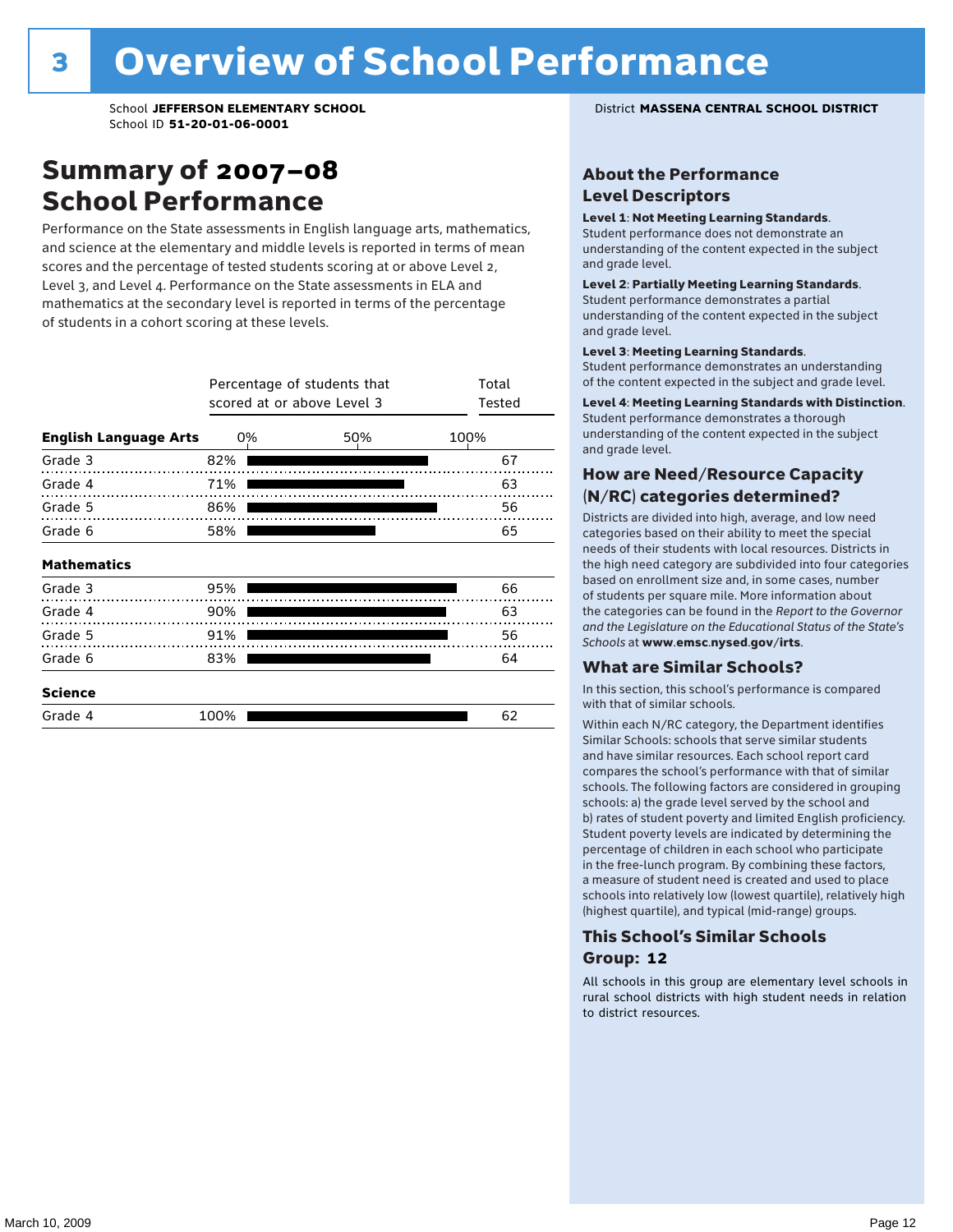# 3 Overview of School Performance

School **JEFFERSON ELEMENTARY SCHOOL**
School ID **51-20-01-06-0001**

District **MASSENA CENTRAL SCHOOL DISTRICT**

## Summary of 2007–08 School Performance

Performance on the State assessments in English language arts, mathematics, and science at the elementary and middle levels is reported in terms of mean scores and the percentage of tested students scoring at or above Level 2, Level 3, and Level 4. Performance on the State assessments in ELA and mathematics at the secondary level is reported in terms of the percentage of students in a cohort scoring at these levels.

| | Percentage of students that scored at or above Level 3 | Total Tested |
|---|---|---|
| **English Language Arts** | | |
| Grade 3 | 82% | 67 |
| Grade 4 | 71% | 63 |
| Grade 5 | 86% | 56 |
| Grade 6 | 58% | 65 |
| **Mathematics** | | |
| Grade 3 | 95% | 66 |
| Grade 4 | 90% | 63 |
| Grade 5 | 91% | 56 |
| Grade 6 | 83% | 64 |
| **Science** | | |
| Grade 4 | 100% | 62 |

### About the Performance Level Descriptors

**Level 1**: **Not Meeting Learning Standards**. Student performance does not demonstrate an understanding of the content expected in the subject and grade level.

**Level 2**: **Partially Meeting Learning Standards**. Student performance demonstrates a partial understanding of the content expected in the subject and grade level.

**Level 3**: **Meeting Learning Standards**. Student performance demonstrates an understanding of the content expected in the subject and grade level.

**Level 4**: **Meeting Learning Standards with Distinction**. Student performance demonstrates a thorough understanding of the content expected in the subject and grade level.

### How are Need/Resource Capacity (N/RC) categories determined?

Districts are divided into high, average, and low need categories based on their ability to meet the special needs of their students with local resources. Districts in the high need category are subdivided into four categories based on enrollment size and, in some cases, number of students per square mile. More information about the categories can be found in the *Report to the Governor and the Legislature on the Educational Status of the State's Schools* at **www.emsc.nysed.gov/irts**.

### What are Similar Schools?

In this section, this school's performance is compared with that of similar schools.

Within each N/RC category, the Department identifies Similar Schools: schools that serve similar students and have similar resources. Each school report card compares the school's performance with that of similar schools. The following factors are considered in grouping schools: a) the grade level served by the school and b) rates of student poverty and limited English proficiency. Student poverty levels are indicated by determining the percentage of children in each school who participate in the free-lunch program. By combining these factors, a measure of student need is created and used to place schools into relatively low (lowest quartile), relatively high (highest quartile), and typical (mid-range) groups.

### This School's Similar Schools Group: 12

All schools in this group are elementary level schools in rural school districts with high student needs in relation to district resources.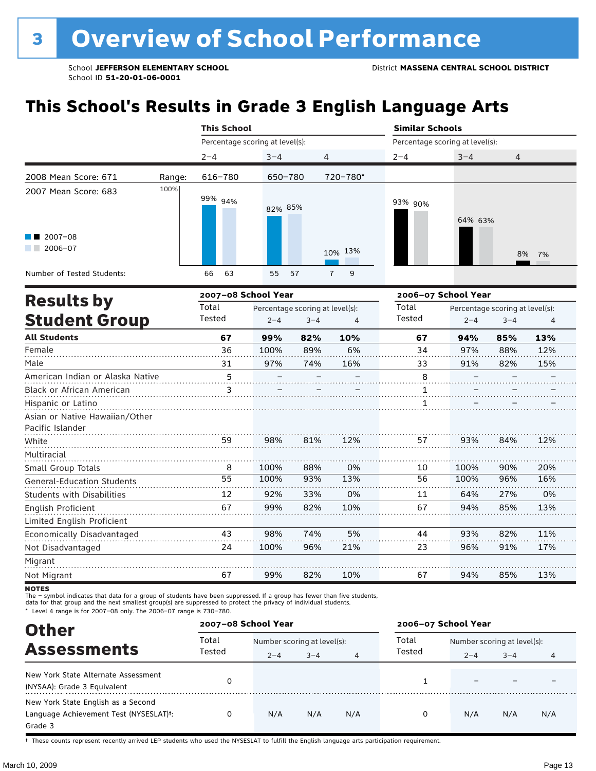# 3 Overview of School Performance

School **JEFFERSON ELEMENTARY SCHOOL**
School ID **51-20-01-06-0001**

District **MASSENA CENTRAL SCHOOL DISTRICT**

## This School's Results in Grade 3 English Language Arts

| | | This School | | | Similar Schools | | |
|---|---|---|---|---|---|---|---|
| | | Percentage scoring at level(s): | | | Percentage scoring at level(s): | | |
| | | 2–4 | 3–4 | 4 | 2–4 | 3–4 | 4 |
| 2008 Mean Score: 671 | Range: | 616–780 | 650–780 | 720–780* | | | |
| 2007 Mean Score: 683 | 2007–08 | 99% | 82% | 10% | 93% | 64% | 8% |
| | 2006–07 | 94% | 85% | 13% | 90% | 63% | 7% |
| Number of Tested Students: | 2007–08 | 66 | 55 | 7 | | | |
| | 2006–07 | 63 | 57 | 9 | | | |

## Results by Student Group

| | 2007–08 School Year | | | | 2006–07 School Year | | | |
|---|---|---|---|---|---|---|---|---|
| | Total Tested | Percentage scoring at level(s): 2–4 | 3–4 | 4 | Total Tested | Percentage scoring at level(s): 2–4 | 3–4 | 4 |
| **All Students** | **67** | **99%** | **82%** | **10%** | **67** | **94%** | **85%** | **13%** |
| Female | 36 | 100% | 89% | 6% | 34 | 97% | 88% | 12% |
| Male | 31 | 97% | 74% | 16% | 33 | 91% | 82% | 15% |
| American Indian or Alaska Native | 5 | – | – | – | 8 | – | – | – |
| Black or African American | 3 | – | – | – | 1 | – | – | – |
| Hispanic or Latino | | | | | 1 | – | – | – |
| Asian or Native Hawaiian/Other Pacific Islander | | | | | | | | |
| White | 59 | 98% | 81% | 12% | 57 | 93% | 84% | 12% |
| Multiracial | | | | | | | | |
| Small Group Totals | 8 | 100% | 88% | 0% | 10 | 100% | 90% | 20% |
| General-Education Students | 55 | 100% | 93% | 13% | 56 | 100% | 96% | 16% |
| Students with Disabilities | 12 | 92% | 33% | 0% | 11 | 64% | 27% | 0% |
| English Proficient | 67 | 99% | 82% | 10% | 67 | 94% | 85% | 13% |
| Limited English Proficient | | | | | | | | |
| Economically Disadvantaged | 43 | 98% | 74% | 5% | 44 | 93% | 82% | 11% |
| Not Disadvantaged | 24 | 100% | 96% | 21% | 23 | 96% | 91% | 17% |
| Migrant | | | | | | | | |
| Not Migrant | 67 | 99% | 82% | 10% | 67 | 94% | 85% | 13% |

**NOTES**
The – symbol indicates that data for a group of students have been suppressed. If a group has fewer than five students, data for that group and the next smallest group(s) are suppressed to protect the privacy of individual students.
* Level 4 range is for 2007–08 only. The 2006–07 range is 730–780.

## Other Assessments

| | 2007–08 School Year | | | | 2006–07 School Year | | | |
|---|---|---|---|---|---|---|---|---|
| | Total Tested | Number scoring at level(s): 2–4 | 3–4 | 4 | Total Tested | Number scoring at level(s): 2–4 | 3–4 | 4 |
| New York State Alternate Assessment (NYSAA): Grade 3 Equivalent | 0 | | | | 1 | – | – | – |
| New York State English as a Second Language Achievement Test (NYSESLAT)†: Grade 3 | 0 | N/A | N/A | N/A | 0 | N/A | N/A | N/A |

† These counts represent recently arrived LEP students who used the NYSESLAT to fulfill the English language arts participation requirement.

March 10, 2009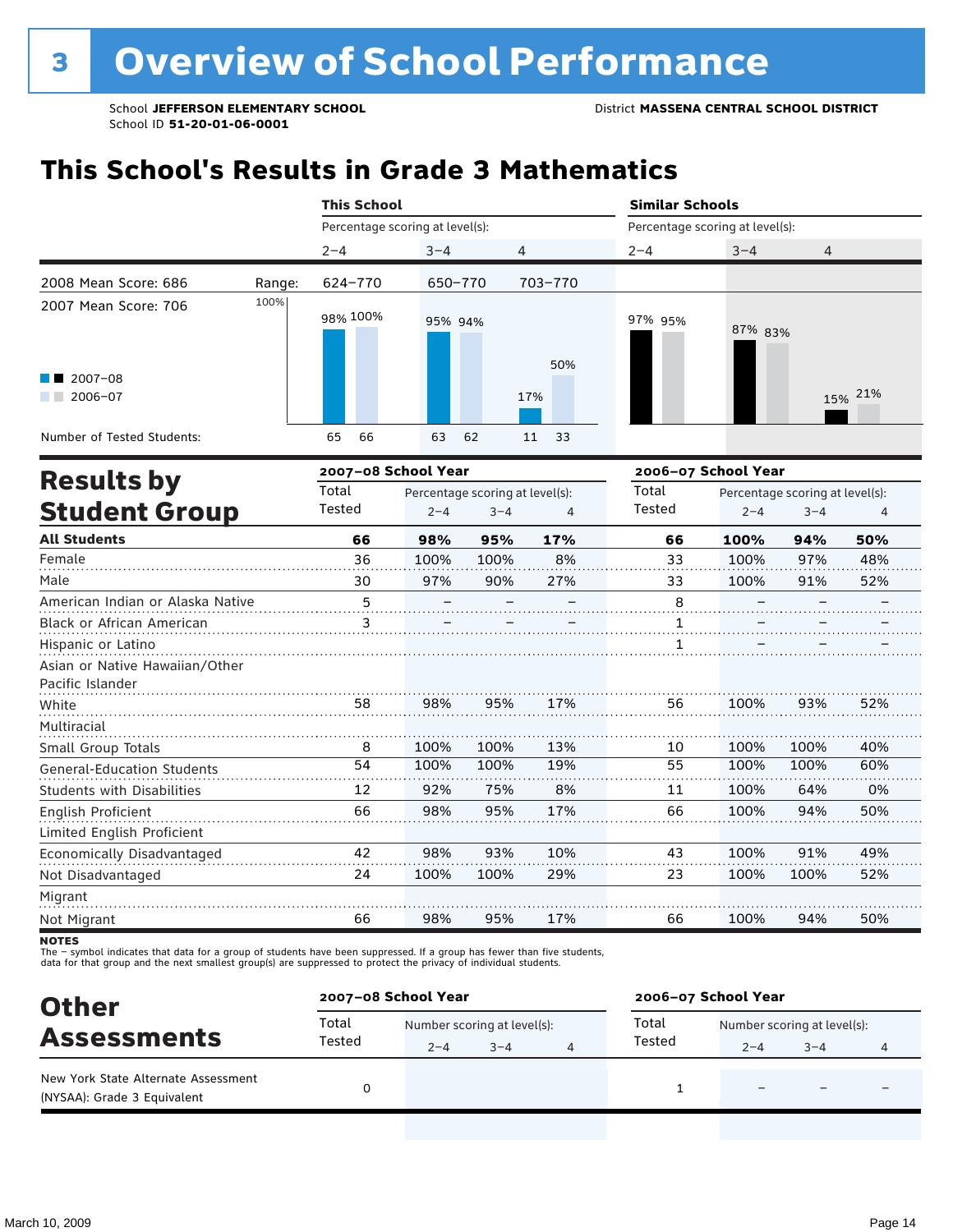# 3 Overview of School Performance

School **JEFFERSON ELEMENTARY SCHOOL**
School ID **51-20-01-06-0001**

District **MASSENA CENTRAL SCHOOL DISTRICT**

## This School's Results in Grade 3 Mathematics

| | | This School | | | | | | Similar Schools | | | | | |
|---|---|---|---|---|---|---|---|---|---|---|---|---|---|
| | | Percentage scoring at level(s): | | | | | | Percentage scoring at level(s): | | | | | |
| | | 2–4 | | 3–4 | | 4 | | 2–4 | | 3–4 | | 4 | |
| 2008 Mean Score: 686 | Range: | 624–770 | | 650–770 | | 703–770 | | | | | | | |
| 2007 Mean Score: 706 | | 2007–08 | 2006–07 | 2007–08 | 2006–07 | 2007–08 | 2006–07 | 2007–08 | 2006–07 | 2007–08 | 2006–07 | 2007–08 | 2006–07 |
| Percentage | | 98% | 100% | 95% | 94% | 17% | 50% | 97% | 95% | 87% | 83% | 15% | 21% |
| Number of Tested Students: | | 65 | 66 | 63 | 62 | 11 | 33 | | | | | | |

## Results by Student Group

| | 2007–08 Total Tested | 2007–08 % 2–4 | 2007–08 % 3–4 | 2007–08 % 4 | 2006–07 Total Tested | 2006–07 % 2–4 | 2006–07 % 3–4 | 2006–07 % 4 |
|---|---|---|---|---|---|---|---|---|
| **All Students** | **66** | **98%** | **95%** | **17%** | **66** | **100%** | **94%** | **50%** |
| Female | 36 | 100% | 100% | 8% | 33 | 100% | 97% | 48% |
| Male | 30 | 97% | 90% | 27% | 33 | 100% | 91% | 52% |
| American Indian or Alaska Native | 5 | – | – | – | 8 | – | – | – |
| Black or African American | 3 | – | – | – | 1 | – | – | – |
| Hispanic or Latino | | | | | 1 | – | – | – |
| Asian or Native Hawaiian/Other Pacific Islander | | | | | | | | |
| White | 58 | 98% | 95% | 17% | 56 | 100% | 93% | 52% |
| Multiracial | | | | | | | | |
| Small Group Totals | 8 | 100% | 100% | 13% | 10 | 100% | 100% | 40% |
| General-Education Students | 54 | 100% | 100% | 19% | 55 | 100% | 100% | 60% |
| Students with Disabilities | 12 | 92% | 75% | 8% | 11 | 100% | 64% | 0% |
| English Proficient | 66 | 98% | 95% | 17% | 66 | 100% | 94% | 50% |
| Limited English Proficient | | | | | | | | |
| Economically Disadvantaged | 42 | 98% | 93% | 10% | 43 | 100% | 91% | 49% |
| Not Disadvantaged | 24 | 100% | 100% | 29% | 23 | 100% | 100% | 52% |
| Migrant | | | | | | | | |
| Not Migrant | 66 | 98% | 95% | 17% | 66 | 100% | 94% | 50% |

**NOTES**
The – symbol indicates that data for a group of students have been suppressed. If a group has fewer than five students, data for that group and the next smallest group(s) are suppressed to protect the privacy of individual students.

## Other Assessments

| | 2007–08 Total Tested | 2007–08 Number 2–4 | 2007–08 Number 3–4 | 2007–08 Number 4 | 2006–07 Total Tested | 2006–07 Number 2–4 | 2006–07 Number 3–4 | 2006–07 Number 4 |
|---|---|---|---|---|---|---|---|---|
| New York State Alternate Assessment (NYSAA): Grade 3 Equivalent | 0 | | | | 1 | – | – | – |

March 10, 2009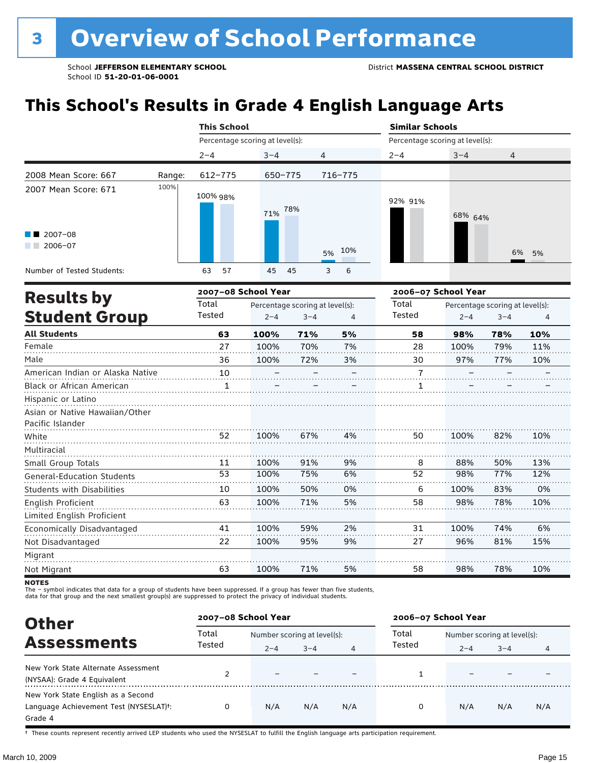# 3 Overview of School Performance

School **JEFFERSON ELEMENTARY SCHOOL**
School ID **51-20-01-06-0001**

District **MASSENA CENTRAL SCHOOL DISTRICT**

## This School's Results in Grade 4 English Language Arts

| | | This School | | | Similar Schools | | |
|---|---|---|---|---|---|---|---|
| | | Percentage scoring at level(s): | | | Percentage scoring at level(s): | | |
| | | 2–4 | 3–4 | 4 | 2–4 | 3–4 | 4 |
| 2008 Mean Score: 667 | Range: | 612–775 | 650–775 | 716–775 | | | |
| 2007 Mean Score: 671 | 2007–08 | 100% | 71% | 5% | 92% | 68% | 6% |
| | 2006–07 | 98% | 78% | 10% | 91% | 64% | 5% |
| Number of Tested Students: | 2007–08 | 63 | 45 | 3 | | | |
| | 2006–07 | 57 | 45 | 6 | | | |

## Results by Student Group

| | 2007–08 School Year | | | | 2006–07 School Year | | | |
|---|---|---|---|---|---|---|---|---|
| | Total Tested | Percentage scoring at level(s): 2–4 | 3–4 | 4 | Total Tested | Percentage scoring at level(s): 2–4 | 3–4 | 4 |
| **All Students** | **63** | **100%** | **71%** | **5%** | **58** | **98%** | **78%** | **10%** |
| Female | 27 | 100% | 70% | 7% | 28 | 100% | 79% | 11% |
| Male | 36 | 100% | 72% | 3% | 30 | 97% | 77% | 10% |
| American Indian or Alaska Native | 10 | – | – | – | 7 | – | – | – |
| Black or African American | 1 | – | – | – | 1 | – | – | – |
| Hispanic or Latino | | | | | | | | |
| Asian or Native Hawaiian/Other Pacific Islander | | | | | | | | |
| White | 52 | 100% | 67% | 4% | 50 | 100% | 82% | 10% |
| Multiracial | | | | | | | | |
| Small Group Totals | 11 | 100% | 91% | 9% | 8 | 88% | 50% | 13% |
| General-Education Students | 53 | 100% | 75% | 6% | 52 | 98% | 77% | 12% |
| Students with Disabilities | 10 | 100% | 50% | 0% | 6 | 100% | 83% | 0% |
| English Proficient | 63 | 100% | 71% | 5% | 58 | 98% | 78% | 10% |
| Limited English Proficient | | | | | | | | |
| Economically Disadvantaged | 41 | 100% | 59% | 2% | 31 | 100% | 74% | 6% |
| Not Disadvantaged | 22 | 100% | 95% | 9% | 27 | 96% | 81% | 15% |
| Migrant | | | | | | | | |
| Not Migrant | 63 | 100% | 71% | 5% | 58 | 98% | 78% | 10% |

**NOTES**
The – symbol indicates that data for a group of students have been suppressed. If a group has fewer than five students, data for that group and the next smallest group(s) are suppressed to protect the privacy of individual students.

## Other Assessments

| | 2007–08 School Year | | | | 2006–07 School Year | | | |
|---|---|---|---|---|---|---|---|---|
| | Total Tested | Number scoring at level(s): 2–4 | 3–4 | 4 | Total Tested | Number scoring at level(s): 2–4 | 3–4 | 4 |
| New York State Alternate Assessment (NYSAA): Grade 4 Equivalent | 2 | – | – | – | 1 | – | – | – |
| New York State English as a Second Language Achievement Test (NYSESLAT)†: Grade 4 | 0 | N/A | N/A | N/A | 0 | N/A | N/A | N/A |

† These counts represent recently arrived LEP students who used the NYSESLAT to fulfill the English language arts participation requirement.

March 10, 2009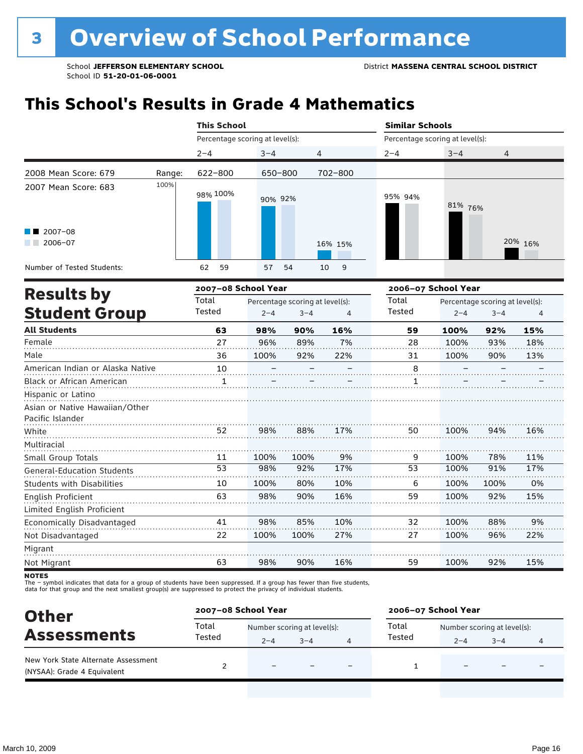# 3 Overview of School Performance

School **JEFFERSON ELEMENTARY SCHOOL**
School ID **51-20-01-06-0001**

District **MASSENA CENTRAL SCHOOL DISTRICT**

## This School's Results in Grade 4 Mathematics

2008 Mean Score: 679
2007 Mean Score: 683

| | This School 2–4 | | This School 3–4 | | This School 4 | | Similar Schools 2–4 | | Similar Schools 3–4 | | Similar Schools 4 | |
|---|---|---|---|---|---|---|---|---|---|---|---|---|
| Range | 622–800 | | 650–800 | | 702–800 | | | | | | | |
| | 2007–08 | 2006–07 | 2007–08 | 2006–07 | 2007–08 | 2006–07 | 2007–08 | 2006–07 | 2007–08 | 2006–07 | 2007–08 | 2006–07 |
| Percentage scoring at level(s) | 98% | 100% | 90% | 92% | 16% | 15% | 95% | 94% | 81% | 76% | 20% | 16% |
| Number of Tested Students | 62 | 59 | 57 | 54 | 10 | 9 | | | | | | |

## Results by Student Group

| | 2007–08 Total Tested | 2007–08 2–4 | 2007–08 3–4 | 2007–08 4 | 2006–07 Total Tested | 2006–07 2–4 | 2006–07 3–4 | 2006–07 4 |
|---|---|---|---|---|---|---|---|---|
| **All Students** | **63** | **98%** | **90%** | **16%** | **59** | **100%** | **92%** | **15%** |
| Female | 27 | 96% | 89% | 7% | 28 | 100% | 93% | 18% |
| Male | 36 | 100% | 92% | 22% | 31 | 100% | 90% | 13% |
| American Indian or Alaska Native | 10 | – | – | – | 8 | – | – | – |
| Black or African American | 1 | – | – | – | 1 | – | – | – |
| Hispanic or Latino | | | | | | | | |
| Asian or Native Hawaiian/Other Pacific Islander | | | | | | | | |
| White | 52 | 98% | 88% | 17% | 50 | 100% | 94% | 16% |
| Multiracial | | | | | | | | |
| Small Group Totals | 11 | 100% | 100% | 9% | 9 | 100% | 78% | 11% |
| General-Education Students | 53 | 98% | 92% | 17% | 53 | 100% | 91% | 17% |
| Students with Disabilities | 10 | 100% | 80% | 10% | 6 | 100% | 100% | 0% |
| English Proficient | 63 | 98% | 90% | 16% | 59 | 100% | 92% | 15% |
| Limited English Proficient | | | | | | | | |
| Economically Disadvantaged | 41 | 98% | 85% | 10% | 32 | 100% | 88% | 9% |
| Not Disadvantaged | 22 | 100% | 100% | 27% | 27 | 100% | 96% | 22% |
| Migrant | | | | | | | | |
| Not Migrant | 63 | 98% | 90% | 16% | 59 | 100% | 92% | 15% |

**NOTES**
The – symbol indicates that data for a group of students have been suppressed. If a group has fewer than five students, data for that group and the next smallest group(s) are suppressed to protect the privacy of individual students.

## Other Assessments

| | 2007–08 Total Tested | 2007–08 2–4 | 2007–08 3–4 | 2007–08 4 | 2006–07 Total Tested | 2006–07 2–4 | 2006–07 3–4 | 2006–07 4 |
|---|---|---|---|---|---|---|---|---|
| New York State Alternate Assessment (NYSAA): Grade 4 Equivalent | 2 | – | – | – | 1 | – | – | – |

March 10, 2009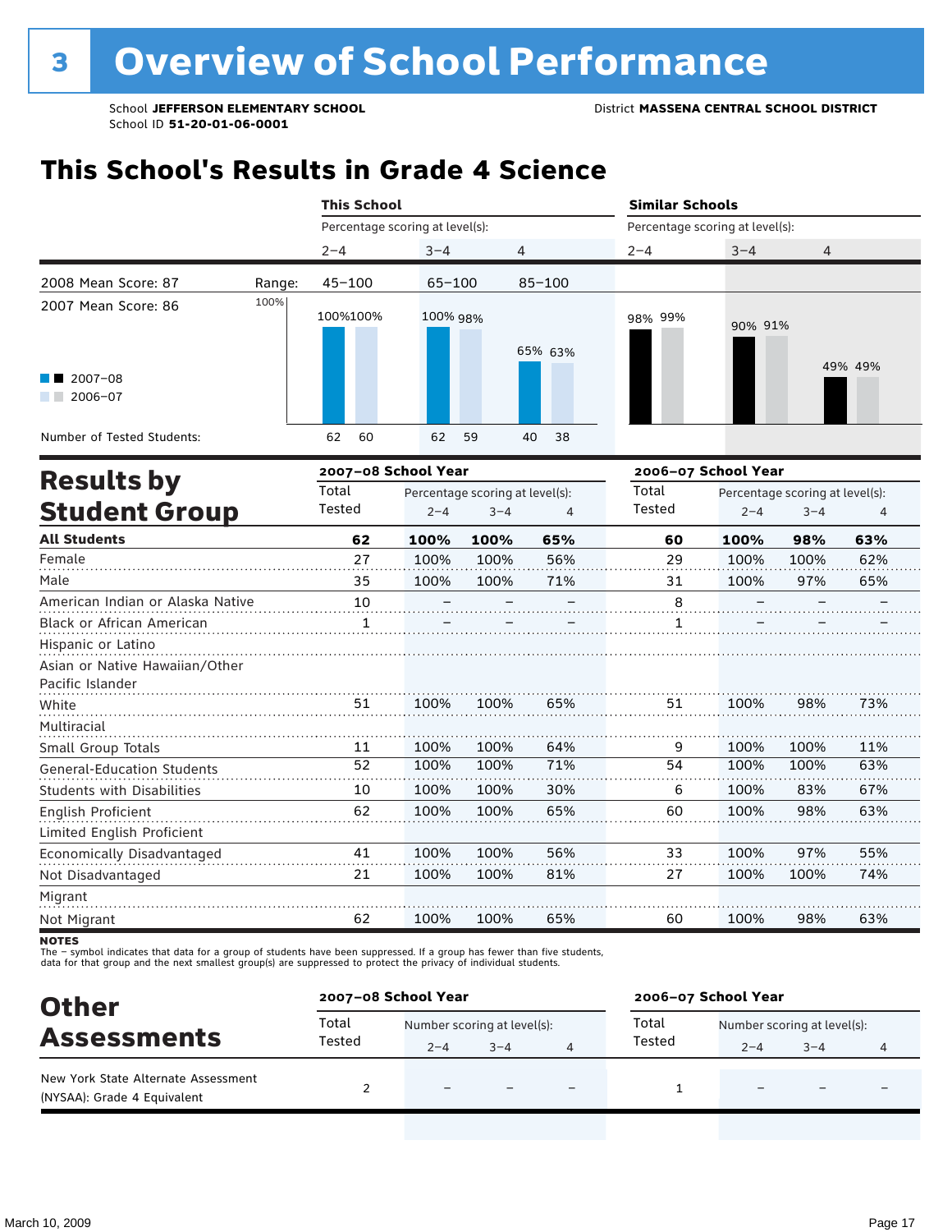# 3 Overview of School Performance

School **JEFFERSON ELEMENTARY SCHOOL**
School ID **51-20-01-06-0001**

District **MASSENA CENTRAL SCHOOL DISTRICT**

## This School's Results in Grade 4 Science

| | This School 2–4 | This School 3–4 | This School 4 | Similar Schools 2–4 | Similar Schools 3–4 | Similar Schools 4 |
|---|---|---|---|---|---|---|
| Range (2008 Mean Score: 87; 2007 Mean Score: 86) | 45–100 | 65–100 | 85–100 | | | |
| 2007–08 | 100% | 100% | 65% | 98% | 90% | 49% |
| 2006–07 | 100% | 98% | 63% | 99% | 91% | 49% |
| Number of Tested Students 2007–08 | 62 | 62 | 40 | | | |
| Number of Tested Students 2006–07 | 60 | 59 | 38 | | | |

## Results by Student Group

| | 2007–08 Total Tested | 2007–08 2–4 | 2007–08 3–4 | 2007–08 4 | 2006–07 Total Tested | 2006–07 2–4 | 2006–07 3–4 | 2006–07 4 |
|---|---|---|---|---|---|---|---|---|
| **All Students** | **62** | **100%** | **100%** | **65%** | **60** | **100%** | **98%** | **63%** |
| Female | 27 | 100% | 100% | 56% | 29 | 100% | 100% | 62% |
| Male | 35 | 100% | 100% | 71% | 31 | 100% | 97% | 65% |
| American Indian or Alaska Native | 10 | – | – | – | 8 | – | – | – |
| Black or African American | 1 | – | – | – | 1 | – | – | – |
| Hispanic or Latino | | | | | | | | |
| Asian or Native Hawaiian/Other Pacific Islander | | | | | | | | |
| White | 51 | 100% | 100% | 65% | 51 | 100% | 98% | 73% |
| Multiracial | | | | | | | | |
| Small Group Totals | 11 | 100% | 100% | 64% | 9 | 100% | 100% | 11% |
| General-Education Students | 52 | 100% | 100% | 71% | 54 | 100% | 100% | 63% |
| Students with Disabilities | 10 | 100% | 100% | 30% | 6 | 100% | 83% | 67% |
| English Proficient | 62 | 100% | 100% | 65% | 60 | 100% | 98% | 63% |
| Limited English Proficient | | | | | | | | |
| Economically Disadvantaged | 41 | 100% | 100% | 56% | 33 | 100% | 97% | 55% |
| Not Disadvantaged | 21 | 100% | 100% | 81% | 27 | 100% | 100% | 74% |
| Migrant | | | | | | | | |
| Not Migrant | 62 | 100% | 100% | 65% | 60 | 100% | 98% | 63% |

**NOTES**

The – symbol indicates that data for a group of students have been suppressed. If a group has fewer than five students, data for that group and the next smallest group(s) are suppressed to protect the privacy of individual students.

## Other Assessments

| | 2007–08 Total Tested | 2007–08 2–4 | 2007–08 3–4 | 2007–08 4 | 2006–07 Total Tested | 2006–07 2–4 | 2006–07 3–4 | 2006–07 4 |
|---|---|---|---|---|---|---|---|---|
| New York State Alternate Assessment (NYSAA): Grade 4 Equivalent | 2 | – | – | – | 1 | – | – | – |

March 10, 2009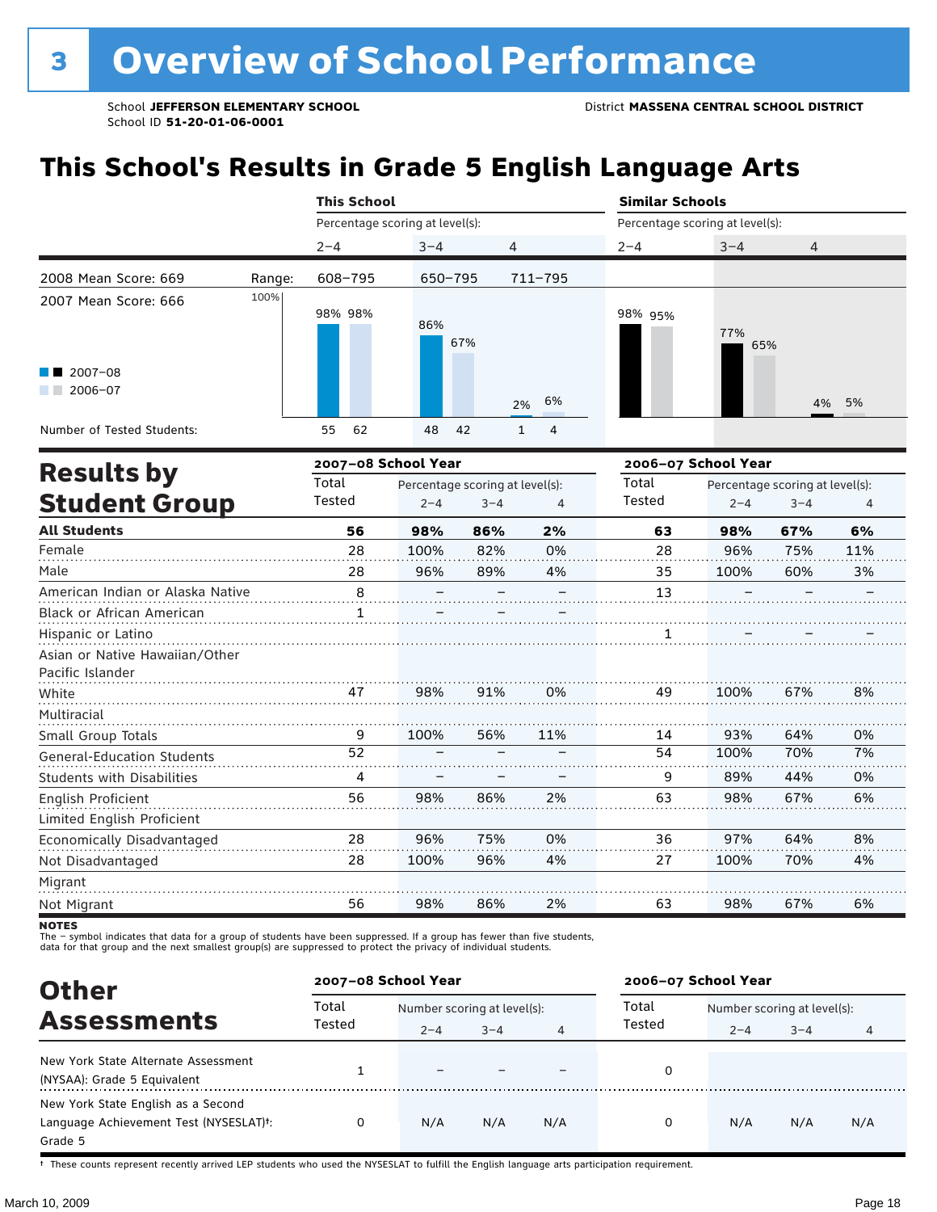# 3 Overview of School Performance

School **JEFFERSON ELEMENTARY SCHOOL**
School ID **51-20-01-06-0001**

District **MASSENA CENTRAL SCHOOL DISTRICT**

## This School's Results in Grade 5 English Language Arts

| | This School | | | Similar Schools | | |
|---|---|---|---|---|---|---|
| | Percentage scoring at level(s): | | | Percentage scoring at level(s): | | |
| | 2–4 | 3–4 | 4 | 2–4 | 3–4 | 4 |
| 2008 Mean Score: 669 — Range: | 608–795 | 650–795 | 711–795 | | | |
| 2007–08 | 98% | 86% | 2% | 98% | 77% | 4% |
| 2006–07 | 98% | 67% | 6% | 95% | 65% | 5% |
| Number of Tested Students (2007–08) | 55 | 48 | 1 | | | |
| Number of Tested Students (2006–07) | 62 | 42 | 4 | | | |

2007 Mean Score: 666

## Results by Student Group

| | 2007–08 School Year | | | | 2006–07 School Year | | | |
|---|---|---|---|---|---|---|---|---|
| | Total Tested | Percentage scoring at level(s): | | | Total Tested | Percentage scoring at level(s): | | |
| | | 2–4 | 3–4 | 4 | | 2–4 | 3–4 | 4 |
| **All Students** | **56** | **98%** | **86%** | **2%** | **63** | **98%** | **67%** | **6%** |
| Female | 28 | 100% | 82% | 0% | 28 | 96% | 75% | 11% |
| Male | 28 | 96% | 89% | 4% | 35 | 100% | 60% | 3% |
| American Indian or Alaska Native | 8 | – | – | – | 13 | – | – | – |
| Black or African American | 1 | – | – | – | | | | |
| Hispanic or Latino | | | | | 1 | – | – | – |
| Asian or Native Hawaiian/Other Pacific Islander | | | | | | | | |
| White | 47 | 98% | 91% | 0% | 49 | 100% | 67% | 8% |
| Multiracial | | | | | | | | |
| Small Group Totals | 9 | 100% | 56% | 11% | 14 | 93% | 64% | 0% |
| General-Education Students | 52 | – | – | – | 54 | 100% | 70% | 7% |
| Students with Disabilities | 4 | – | – | – | 9 | 89% | 44% | 0% |
| English Proficient | 56 | 98% | 86% | 2% | 63 | 98% | 67% | 6% |
| Limited English Proficient | | | | | | | | |
| Economically Disadvantaged | 28 | 96% | 75% | 0% | 36 | 97% | 64% | 8% |
| Not Disadvantaged | 28 | 100% | 96% | 4% | 27 | 100% | 70% | 4% |
| Migrant | | | | | | | | |
| Not Migrant | 56 | 98% | 86% | 2% | 63 | 98% | 67% | 6% |

**NOTES**
The – symbol indicates that data for a group of students have been suppressed. If a group has fewer than five students, data for that group and the next smallest group(s) are suppressed to protect the privacy of individual students.

## Other Assessments

| | 2007–08 School Year | | | | 2006–07 School Year | | | |
|---|---|---|---|---|---|---|---|---|
| | Total Tested | Number scoring at level(s): | | | Total Tested | Number scoring at level(s): | | |
| | | 2–4 | 3–4 | 4 | | 2–4 | 3–4 | 4 |
| New York State Alternate Assessment (NYSAA): Grade 5 Equivalent | 1 | – | – | – | 0 | | | |
| New York State English as a Second Language Achievement Test (NYSESLAT)†: Grade 5 | 0 | N/A | N/A | N/A | 0 | N/A | N/A | N/A |

† These counts represent recently arrived LEP students who used the NYSESLAT to fulfill the English language arts participation requirement.

March 10, 2009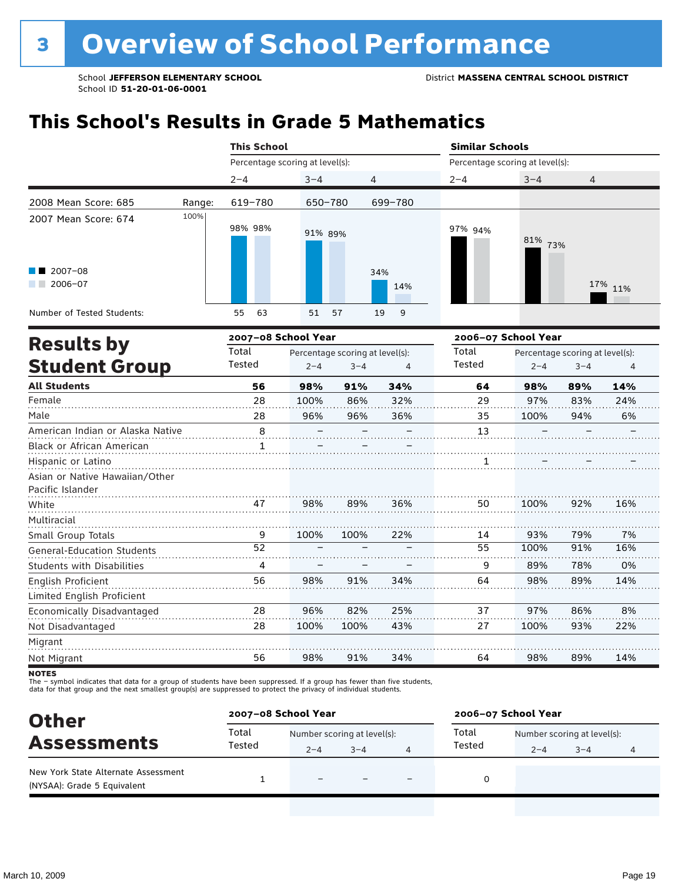# 3 Overview of School Performance

School **JEFFERSON ELEMENTARY SCHOOL** District **MASSENA CENTRAL SCHOOL DISTRICT**
School ID **51-20-01-06-0001**

## This School's Results in Grade 5 Mathematics

| | This School 2–4 | This School 3–4 | This School 4 | Similar Schools 2–4 | Similar Schools 3–4 | Similar Schools 4 |
|---|---|---|---|---|---|---|
| 2008 Mean Score: 685 Range: | 619–780 | 650–780 | 699–780 | | | |
| 2007 Mean Score: 674 | | | | | | |
| 2007–08 | 98% | 91% | 34% | 97% | 81% | 17% |
| 2006–07 | 98% | 89% | 14% | 94% | 73% | 11% |
| Number of Tested Students: 2007–08 | 55 | 51 | 19 | | | |
| Number of Tested Students: 2006–07 | 63 | 57 | 9 | | | |

## Results by Student Group

| | 2007–08 School Year | | | | 2006–07 School Year | | | |
|---|---|---|---|---|---|---|---|---|
| | Total Tested | Percentage scoring at level(s): 2–4 | 3–4 | 4 | Total Tested | Percentage scoring at level(s): 2–4 | 3–4 | 4 |
| **All Students** | **56** | **98%** | **91%** | **34%** | **64** | **98%** | **89%** | **14%** |
| Female | 28 | 100% | 86% | 32% | 29 | 97% | 83% | 24% |
| Male | 28 | 96% | 96% | 36% | 35 | 100% | 94% | 6% |
| American Indian or Alaska Native | 8 | – | – | – | 13 | – | – | – |
| Black or African American | 1 | – | – | – | | | | |
| Hispanic or Latino | | | | | 1 | – | – | – |
| Asian or Native Hawaiian/Other Pacific Islander | | | | | | | | |
| White | 47 | 98% | 89% | 36% | 50 | 100% | 92% | 16% |
| Multiracial | | | | | | | | |
| Small Group Totals | 9 | 100% | 100% | 22% | 14 | 93% | 79% | 7% |
| General-Education Students | 52 | – | – | – | 55 | 100% | 91% | 16% |
| Students with Disabilities | 4 | – | – | – | 9 | 89% | 78% | 0% |
| English Proficient | 56 | 98% | 91% | 34% | 64 | 98% | 89% | 14% |
| Limited English Proficient | | | | | | | | |
| Economically Disadvantaged | 28 | 96% | 82% | 25% | 37 | 97% | 86% | 8% |
| Not Disadvantaged | 28 | 100% | 100% | 43% | 27 | 100% | 93% | 22% |
| Migrant | | | | | | | | |
| Not Migrant | 56 | 98% | 91% | 34% | 64 | 98% | 89% | 14% |

**NOTES**
The – symbol indicates that data for a group of students have been suppressed. If a group has fewer than five students, data for that group and the next smallest group(s) are suppressed to protect the privacy of individual students.

## Other Assessments

| | 2007–08 School Year | | | | 2006–07 School Year | | | |
|---|---|---|---|---|---|---|---|---|
| | Total Tested | Number scoring at level(s): 2–4 | 3–4 | 4 | Total Tested | Number scoring at level(s): 2–4 | 3–4 | 4 |
| New York State Alternate Assessment (NYSAA): Grade 5 Equivalent | 1 | – | – | – | 0 | | | |

March 10, 2009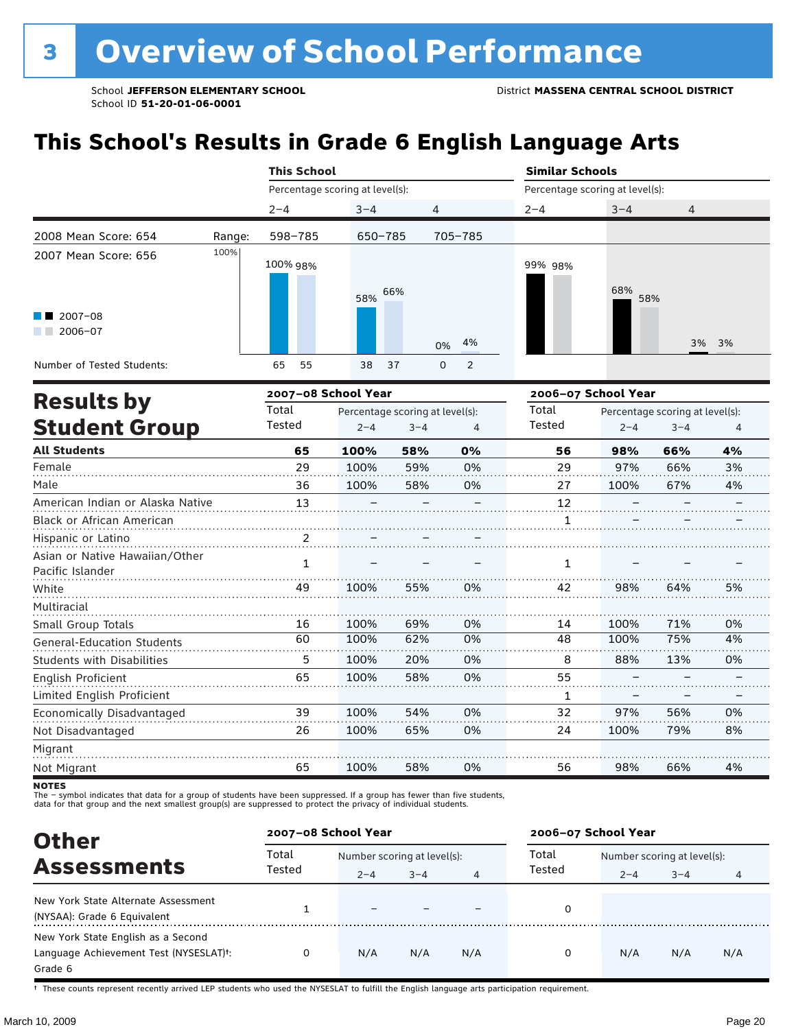# 3 Overview of School Performance

School **JEFFERSON ELEMENTARY SCHOOL**
School ID **51-20-01-06-0001**

District **MASSENA CENTRAL SCHOOL DISTRICT**

## This School's Results in Grade 6 English Language Arts

| | | This School | | | Similar Schools | | |
|---|---|---|---|---|---|---|---|
| | | Percentage scoring at level(s): | | | Percentage scoring at level(s): | | |
| | | 2–4 | 3–4 | 4 | 2–4 | 3–4 | 4 |
| 2008 Mean Score: 654 | Range: | 598–785 | 650–785 | 705–785 | | | |
| 2007 Mean Score: 656 | | | | | | | |
| 2007–08 | | 100% | 58% | 0% | 99% | 68% | 3% |
| 2006–07 | | 98% | 66% | 4% | 98% | 58% | 3% |
| Number of Tested Students: 2007–08 | | 65 | 38 | 0 | | | |
| Number of Tested Students: 2006–07 | | 55 | 37 | 2 | | | |

## Results by Student Group

| | 2007–08 School Year | | | | 2006–07 School Year | | | |
|---|---|---|---|---|---|---|---|---|
| | Total Tested | Percentage scoring at level(s): 2–4 | 3–4 | 4 | Total Tested | Percentage scoring at level(s): 2–4 | 3–4 | 4 |
| **All Students** | **65** | **100%** | **58%** | **0%** | **56** | **98%** | **66%** | **4%** |
| Female | 29 | 100% | 59% | 0% | 29 | 97% | 66% | 3% |
| Male | 36 | 100% | 58% | 0% | 27 | 100% | 67% | 4% |
| American Indian or Alaska Native | 13 | – | – | – | 12 | – | – | – |
| Black or African American | | | | | 1 | – | – | – |
| Hispanic or Latino | 2 | – | – | – | | | | |
| Asian or Native Hawaiian/Other Pacific Islander | 1 | – | – | – | 1 | – | – | – |
| White | 49 | 100% | 55% | 0% | 42 | 98% | 64% | 5% |
| Multiracial | | | | | | | | |
| Small Group Totals | 16 | 100% | 69% | 0% | 14 | 100% | 71% | 0% |
| General-Education Students | 60 | 100% | 62% | 0% | 48 | 100% | 75% | 4% |
| Students with Disabilities | 5 | 100% | 20% | 0% | 8 | 88% | 13% | 0% |
| English Proficient | 65 | 100% | 58% | 0% | 55 | – | – | – |
| Limited English Proficient | | | | | 1 | – | – | – |
| Economically Disadvantaged | 39 | 100% | 54% | 0% | 32 | 97% | 56% | 0% |
| Not Disadvantaged | 26 | 100% | 65% | 0% | 24 | 100% | 79% | 8% |
| Migrant | | | | | | | | |
| Not Migrant | 65 | 100% | 58% | 0% | 56 | 98% | 66% | 4% |

**NOTES**
The – symbol indicates that data for a group of students have been suppressed. If a group has fewer than five students, data for that group and the next smallest group(s) are suppressed to protect the privacy of individual students.

## Other Assessments

| | 2007–08 School Year | | | | 2006–07 School Year | | | |
|---|---|---|---|---|---|---|---|---|
| | Total Tested | Number scoring at level(s): 2–4 | 3–4 | 4 | Total Tested | Number scoring at level(s): 2–4 | 3–4 | 4 |
| New York State Alternate Assessment (NYSAA): Grade 6 Equivalent | 1 | – | – | – | 0 | | | |
| New York State English as a Second Language Achievement Test (NYSESLAT)†: Grade 6 | 0 | N/A | N/A | N/A | 0 | N/A | N/A | N/A |

† These counts represent recently arrived LEP students who used the NYSESLAT to fulfill the English language arts participation requirement.

March 10, 2009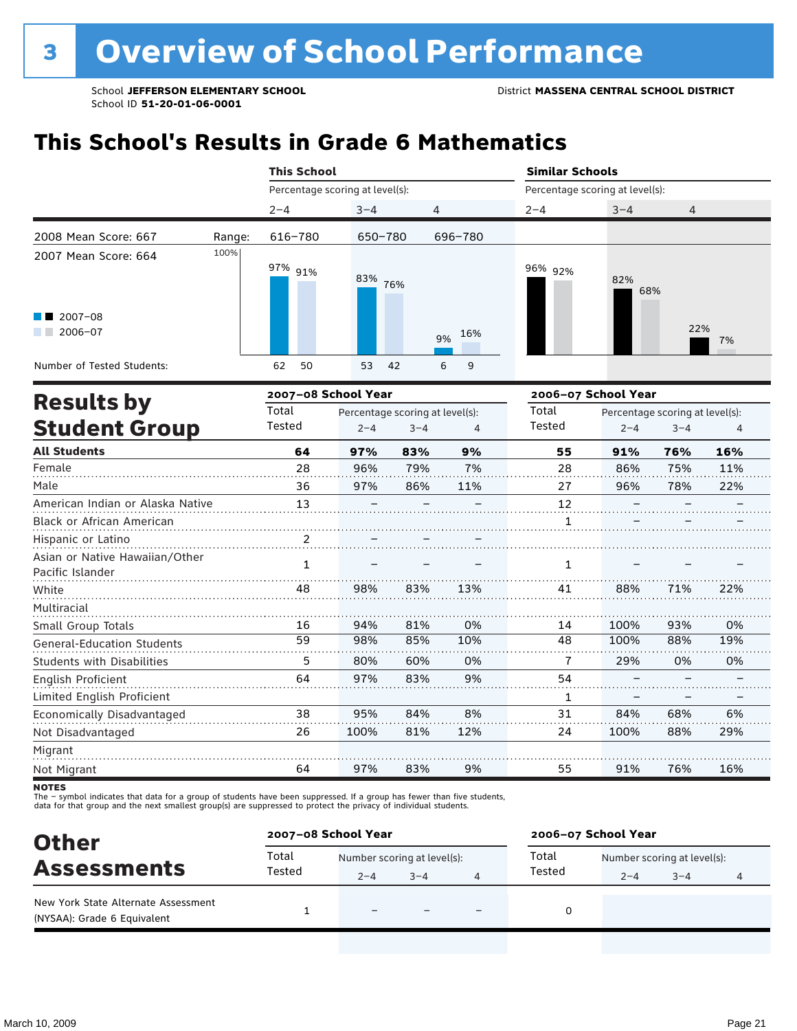# 3 Overview of School Performance

School **JEFFERSON ELEMENTARY SCHOOL**
School ID **51-20-01-06-0001**

District **MASSENA CENTRAL SCHOOL DISTRICT**

## This School's Results in Grade 6 Mathematics

This School — Percentage scoring at level(s): 2–4, 3–4, 4

Similar Schools — Percentage scoring at level(s): 2–4, 3–4, 4

2008 Mean Score: 667 Range: 616–780 650–780 696–780

2007 Mean Score: 664

100%

■ 2007–08
■ 2006–07

This School: 97% 91% | 83% 76% | 9% 16%

Similar Schools: 96% 92% | 82% 68% | 22% 7%

Number of Tested Students: 62 50 | 53 42 | 6 9

## Results by Student Group

| | 2007–08 School Year | | | | 2006–07 School Year | | | |
|---|---|---|---|---|---|---|---|---|
| | Total Tested | Percentage scoring at level(s): 2–4 | 3–4 | 4 | Total Tested | Percentage scoring at level(s): 2–4 | 3–4 | 4 |
| **All Students** | **64** | **97%** | **83%** | **9%** | **55** | **91%** | **76%** | **16%** |
| Female | 28 | 96% | 79% | 7% | 28 | 86% | 75% | 11% |
| Male | 36 | 97% | 86% | 11% | 27 | 96% | 78% | 22% |
| American Indian or Alaska Native | 13 | – | – | – | 12 | – | – | – |
| Black or African American | | | | | 1 | – | – | – |
| Hispanic or Latino | 2 | – | – | – | | | | |
| Asian or Native Hawaiian/Other Pacific Islander | 1 | – | – | – | 1 | – | – | – |
| White | 48 | 98% | 83% | 13% | 41 | 88% | 71% | 22% |
| Multiracial | | | | | | | | |
| Small Group Totals | 16 | 94% | 81% | 0% | 14 | 100% | 93% | 0% |
| General-Education Students | 59 | 98% | 85% | 10% | 48 | 100% | 88% | 19% |
| Students with Disabilities | 5 | 80% | 60% | 0% | 7 | 29% | 0% | 0% |
| English Proficient | 64 | 97% | 83% | 9% | 54 | – | – | – |
| Limited English Proficient | | | | | 1 | – | – | – |
| Economically Disadvantaged | 38 | 95% | 84% | 8% | 31 | 84% | 68% | 6% |
| Not Disadvantaged | 26 | 100% | 81% | 12% | 24 | 100% | 88% | 29% |
| Migrant | | | | | | | | |
| Not Migrant | 64 | 97% | 83% | 9% | 55 | 91% | 76% | 16% |

**NOTES**
The – symbol indicates that data for a group of students have been suppressed. If a group has fewer than five students, data for that group and the next smallest group(s) are suppressed to protect the privacy of individual students.

## Other Assessments

| | 2007–08 School Year | | | | 2006–07 School Year | | | |
|---|---|---|---|---|---|---|---|---|
| | Total Tested | Number scoring at level(s): 2–4 | 3–4 | 4 | Total Tested | Number scoring at level(s): 2–4 | 3–4 | 4 |
| New York State Alternate Assessment (NYSAA): Grade 6 Equivalent | 1 | – | – | – | 0 | | | |

March 10, 2009